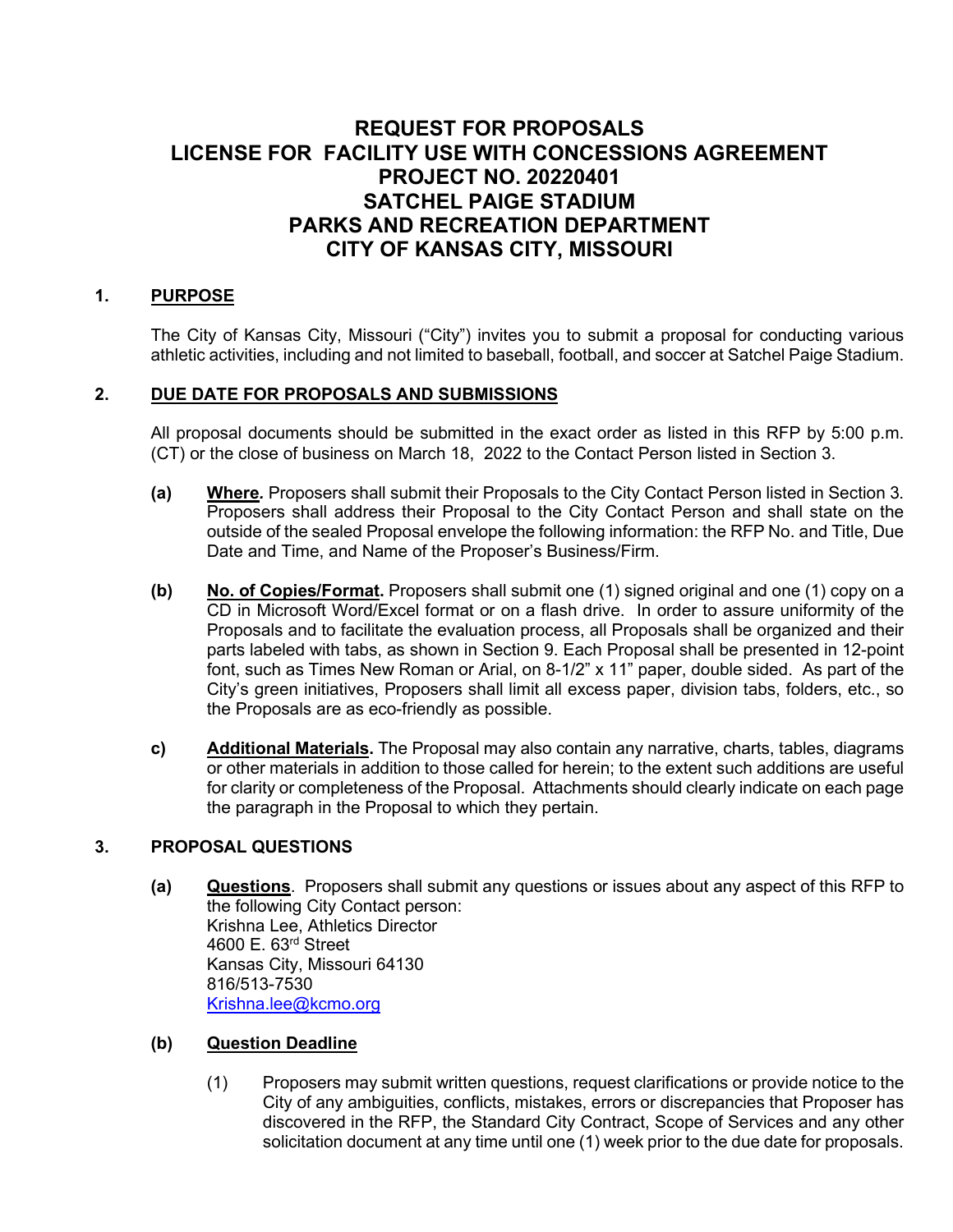# REQUEST FOR PROPOSALS
# LICENSE FOR FACILITY USE WITH CONCESSIONS AGREEMENT
# PROJECT NO. 20220401
# SATCHEL PAIGE STADIUM
# PARKS AND RECREATION DEPARTMENT
# CITY OF KANSAS CITY, MISSOURI

## 1. PURPOSE

The City of Kansas City, Missouri ("City") invites you to submit a proposal for conducting various athletic activities, including and not limited to baseball, football, and soccer at Satchel Paige Stadium.

## 2. DUE DATE FOR PROPOSALS AND SUBMISSIONS

All proposal documents should be submitted in the exact order as listed in this RFP by 5:00 p.m. (CT) or the close of business on March 18, 2022 to the Contact Person listed in Section 3.

**(a) Where.** Proposers shall submit their Proposals to the City Contact Person listed in Section 3. Proposers shall address their Proposal to the City Contact Person and shall state on the outside of the sealed Proposal envelope the following information: the RFP No. and Title, Due Date and Time, and Name of the Proposer's Business/Firm.

**(b) No. of Copies/Format.** Proposers shall submit one (1) signed original and one (1) copy on a CD in Microsoft Word/Excel format or on a flash drive. In order to assure uniformity of the Proposals and to facilitate the evaluation process, all Proposals shall be organized and their parts labeled with tabs, as shown in Section 9. Each Proposal shall be presented in 12-point font, such as Times New Roman or Arial, on 8-1/2" x 11" paper, double sided. As part of the City's green initiatives, Proposers shall limit all excess paper, division tabs, folders, etc., so the Proposals are as eco-friendly as possible.

**c) Additional Materials.** The Proposal may also contain any narrative, charts, tables, diagrams or other materials in addition to those called for herein; to the extent such additions are useful for clarity or completeness of the Proposal. Attachments should clearly indicate on each page the paragraph in the Proposal to which they pertain.

## 3. PROPOSAL QUESTIONS

**(a) Questions**. Proposers shall submit any questions or issues about any aspect of this RFP to the following City Contact person:
Krishna Lee, Athletics Director
4600 E. 63rd Street
Kansas City, Missouri 64130
816/513-7530
Krishna.lee@kcmo.org

**(b) Question Deadline**

(1) Proposers may submit written questions, request clarifications or provide notice to the City of any ambiguities, conflicts, mistakes, errors or discrepancies that Proposer has discovered in the RFP, the Standard City Contract, Scope of Services and any other solicitation document at any time until one (1) week prior to the due date for proposals.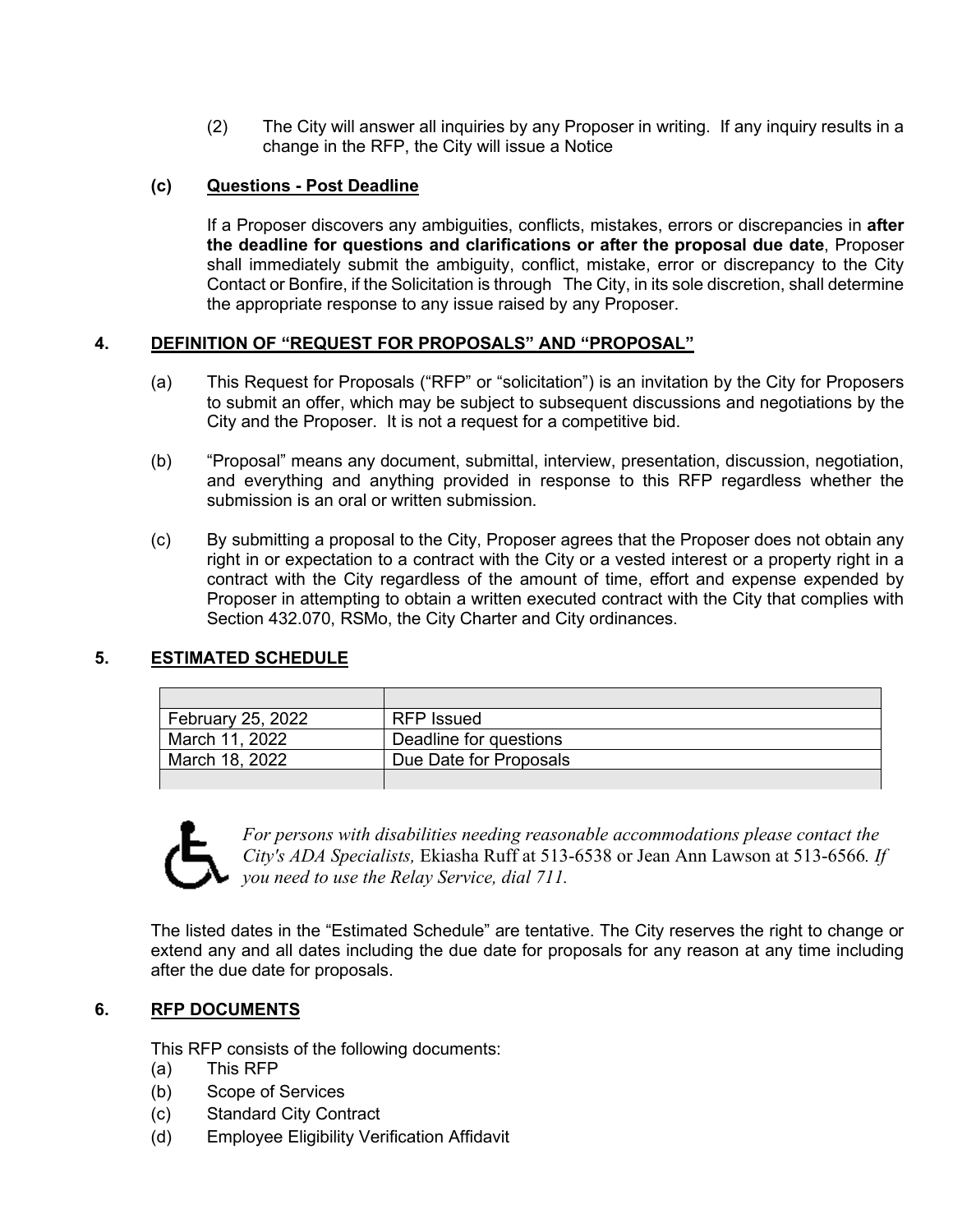(2) The City will answer all inquiries by any Proposer in writing. If any inquiry results in a change in the RFP, the City will issue a Notice

**(c) Questions - Post Deadline**

If a Proposer discovers any ambiguities, conflicts, mistakes, errors or discrepancies in **after the deadline for questions and clarifications or after the proposal due date**, Proposer shall immediately submit the ambiguity, conflict, mistake, error or discrepancy to the City Contact or Bonfire, if the Solicitation is through The City, in its sole discretion, shall determine the appropriate response to any issue raised by any Proposer.

## 4. DEFINITION OF "REQUEST FOR PROPOSALS" AND "PROPOSAL"

(a) This Request for Proposals ("RFP" or "solicitation") is an invitation by the City for Proposers to submit an offer, which may be subject to subsequent discussions and negotiations by the City and the Proposer. It is not a request for a competitive bid.

(b) "Proposal" means any document, submittal, interview, presentation, discussion, negotiation, and everything and anything provided in response to this RFP regardless whether the submission is an oral or written submission.

(c) By submitting a proposal to the City, Proposer agrees that the Proposer does not obtain any right in or expectation to a contract with the City or a vested interest or a property right in a contract with the City regardless of the amount of time, effort and expense expended by Proposer in attempting to obtain a written executed contract with the City that complies with Section 432.070, RSMo, the City Charter and City ordinances.

## 5. ESTIMATED SCHEDULE

| | |
|---|---|
| February 25, 2022 | RFP Issued |
| March 11, 2022 | Deadline for questions |
| March 18, 2022 | Due Date for Proposals |
| | |

*For persons with disabilities needing reasonable accommodations please contact the City's ADA Specialists,* Ekiasha Ruff at 513-6538 or Jean Ann Lawson at 513-6566*. If you need to use the Relay Service, dial 711.*

The listed dates in the "Estimated Schedule" are tentative. The City reserves the right to change or extend any and all dates including the due date for proposals for any reason at any time including after the due date for proposals.

## 6. RFP DOCUMENTS

This RFP consists of the following documents:

(a) This RFP
(b) Scope of Services
(c) Standard City Contract
(d) Employee Eligibility Verification Affidavit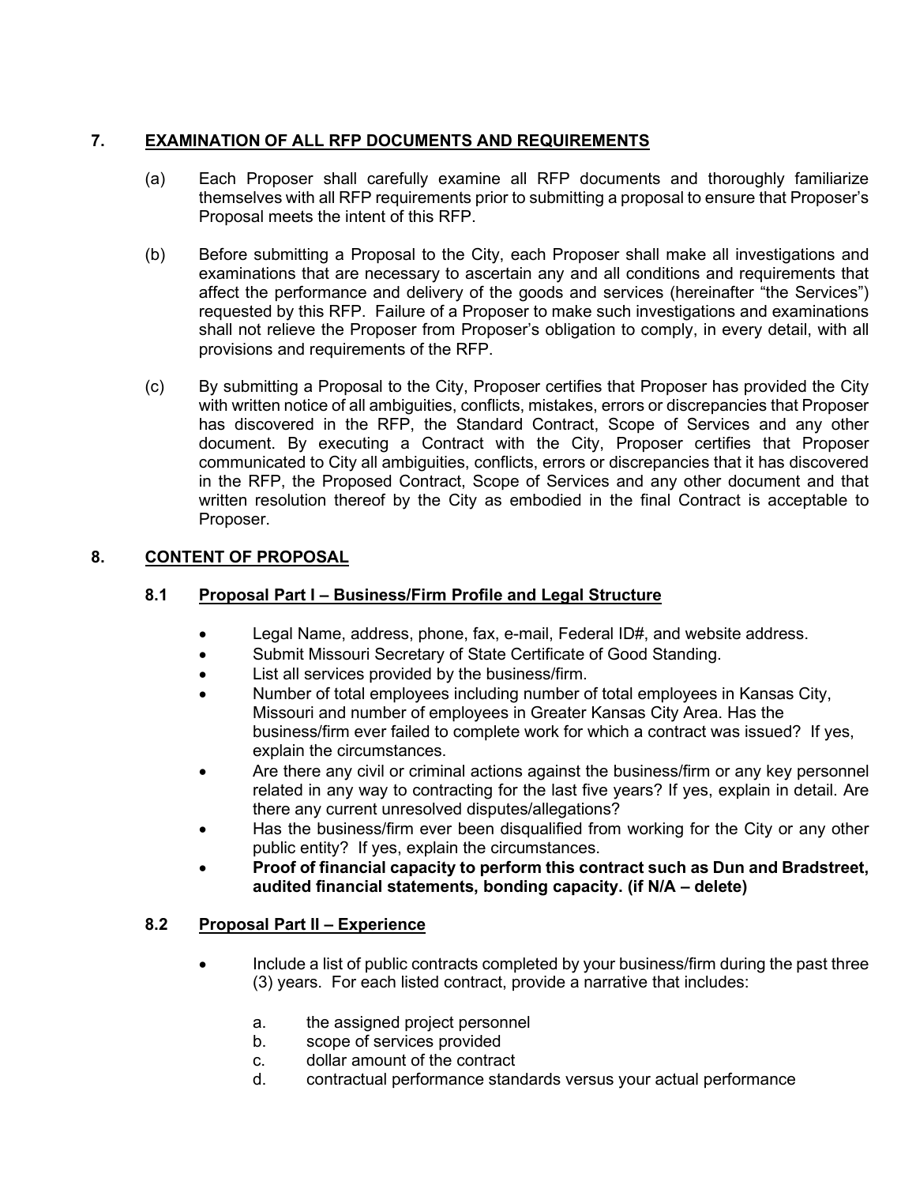## 7. EXAMINATION OF ALL RFP DOCUMENTS AND REQUIREMENTS

(a) Each Proposer shall carefully examine all RFP documents and thoroughly familiarize themselves with all RFP requirements prior to submitting a proposal to ensure that Proposer's Proposal meets the intent of this RFP.

(b) Before submitting a Proposal to the City, each Proposer shall make all investigations and examinations that are necessary to ascertain any and all conditions and requirements that affect the performance and delivery of the goods and services (hereinafter "the Services") requested by this RFP. Failure of a Proposer to make such investigations and examinations shall not relieve the Proposer from Proposer's obligation to comply, in every detail, with all provisions and requirements of the RFP.

(c) By submitting a Proposal to the City, Proposer certifies that Proposer has provided the City with written notice of all ambiguities, conflicts, mistakes, errors or discrepancies that Proposer has discovered in the RFP, the Standard Contract, Scope of Services and any other document. By executing a Contract with the City, Proposer certifies that Proposer communicated to City all ambiguities, conflicts, errors or discrepancies that it has discovered in the RFP, the Proposed Contract, Scope of Services and any other document and that written resolution thereof by the City as embodied in the final Contract is acceptable to Proposer.

## 8. CONTENT OF PROPOSAL

### 8.1 Proposal Part I – Business/Firm Profile and Legal Structure

- Legal Name, address, phone, fax, e-mail, Federal ID#, and website address.
- Submit Missouri Secretary of State Certificate of Good Standing.
- List all services provided by the business/firm.
- Number of total employees including number of total employees in Kansas City, Missouri and number of employees in Greater Kansas City Area. Has the business/firm ever failed to complete work for which a contract was issued? If yes, explain the circumstances.
- Are there any civil or criminal actions against the business/firm or any key personnel related in any way to contracting for the last five years? If yes, explain in detail. Are there any current unresolved disputes/allegations?
- Has the business/firm ever been disqualified from working for the City or any other public entity? If yes, explain the circumstances.
- **Proof of financial capacity to perform this contract such as Dun and Bradstreet, audited financial statements, bonding capacity. (if N/A – delete)**

### 8.2 Proposal Part II – Experience

- Include a list of public contracts completed by your business/firm during the past three (3) years. For each listed contract, provide a narrative that includes:

  a. the assigned project personnel
  b. scope of services provided
  c. dollar amount of the contract
  d. contractual performance standards versus your actual performance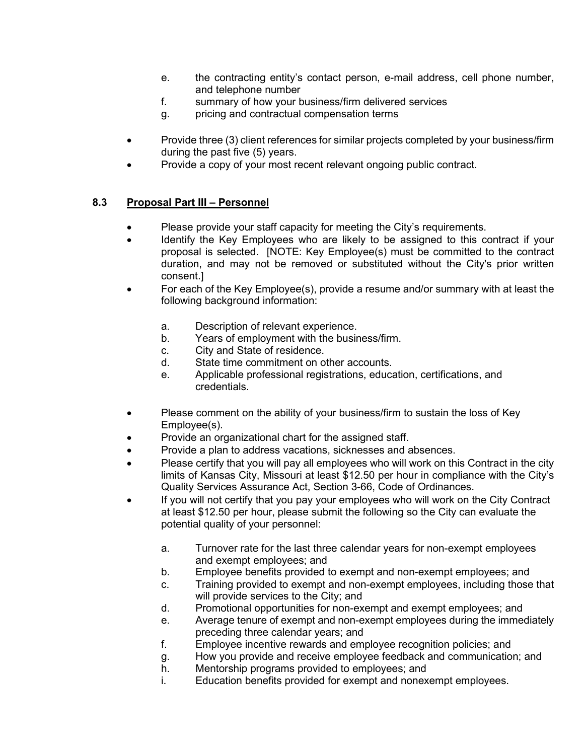e. the contracting entity's contact person, e-mail address, cell phone number, and telephone number
f. summary of how your business/firm delivered services
g. pricing and contractual compensation terms

- Provide three (3) client references for similar projects completed by your business/firm during the past five (5) years.
- Provide a copy of your most recent relevant ongoing public contract.

### 8.3 <u>Proposal Part III – Personnel</u>

- Please provide your staff capacity for meeting the City's requirements.
- Identify the Key Employees who are likely to be assigned to this contract if your proposal is selected. [NOTE: Key Employee(s) must be committed to the contract duration, and may not be removed or substituted without the City's prior written consent.]
- For each of the Key Employee(s), provide a resume and/or summary with at least the following background information:

  a. Description of relevant experience.
  b. Years of employment with the business/firm.
  c. City and State of residence.
  d. State time commitment on other accounts.
  e. Applicable professional registrations, education, certifications, and credentials.

- Please comment on the ability of your business/firm to sustain the loss of Key Employee(s).
- Provide an organizational chart for the assigned staff.
- Provide a plan to address vacations, sicknesses and absences.
- Please certify that you will pay all employees who will work on this Contract in the city limits of Kansas City, Missouri at least $12.50 per hour in compliance with the City's Quality Services Assurance Act, Section 3-66, Code of Ordinances.
- If you will not certify that you pay your employees who will work on the City Contract at least $12.50 per hour, please submit the following so the City can evaluate the potential quality of your personnel:

  a. Turnover rate for the last three calendar years for non-exempt employees and exempt employees; and
  b. Employee benefits provided to exempt and non-exempt employees; and
  c. Training provided to exempt and non-exempt employees, including those that will provide services to the City; and
  d. Promotional opportunities for non-exempt and exempt employees; and
  e. Average tenure of exempt and non-exempt employees during the immediately preceding three calendar years; and
  f. Employee incentive rewards and employee recognition policies; and
  g. How you provide and receive employee feedback and communication; and
  h. Mentorship programs provided to employees; and
  i. Education benefits provided for exempt and nonexempt employees.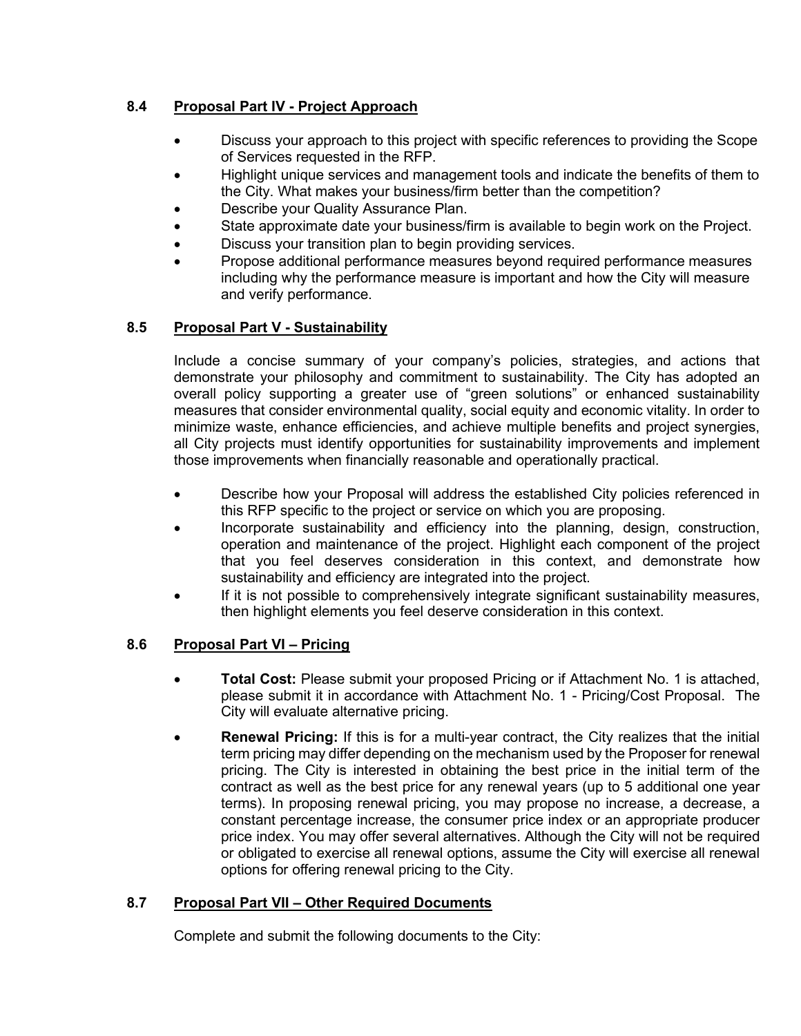### 8.4 Proposal Part IV - Project Approach

- Discuss your approach to this project with specific references to providing the Scope of Services requested in the RFP.
- Highlight unique services and management tools and indicate the benefits of them to the City. What makes your business/firm better than the competition?
- Describe your Quality Assurance Plan.
- State approximate date your business/firm is available to begin work on the Project.
- Discuss your transition plan to begin providing services.
- Propose additional performance measures beyond required performance measures including why the performance measure is important and how the City will measure and verify performance.

### 8.5 Proposal Part V - Sustainability

Include a concise summary of your company's policies, strategies, and actions that demonstrate your philosophy and commitment to sustainability. The City has adopted an overall policy supporting a greater use of "green solutions" or enhanced sustainability measures that consider environmental quality, social equity and economic vitality. In order to minimize waste, enhance efficiencies, and achieve multiple benefits and project synergies, all City projects must identify opportunities for sustainability improvements and implement those improvements when financially reasonable and operationally practical.

- Describe how your Proposal will address the established City policies referenced in this RFP specific to the project or service on which you are proposing.
- Incorporate sustainability and efficiency into the planning, design, construction, operation and maintenance of the project. Highlight each component of the project that you feel deserves consideration in this context, and demonstrate how sustainability and efficiency are integrated into the project.
- If it is not possible to comprehensively integrate significant sustainability measures, then highlight elements you feel deserve consideration in this context.

### 8.6 Proposal Part VI – Pricing

- **Total Cost:** Please submit your proposed Pricing or if Attachment No. 1 is attached, please submit it in accordance with Attachment No. 1 - Pricing/Cost Proposal. The City will evaluate alternative pricing.
- **Renewal Pricing:** If this is for a multi-year contract, the City realizes that the initial term pricing may differ depending on the mechanism used by the Proposer for renewal pricing. The City is interested in obtaining the best price in the initial term of the contract as well as the best price for any renewal years (up to 5 additional one year terms). In proposing renewal pricing, you may propose no increase, a decrease, a constant percentage increase, the consumer price index or an appropriate producer price index. You may offer several alternatives. Although the City will not be required or obligated to exercise all renewal options, assume the City will exercise all renewal options for offering renewal pricing to the City.

### 8.7 Proposal Part VII – Other Required Documents

Complete and submit the following documents to the City: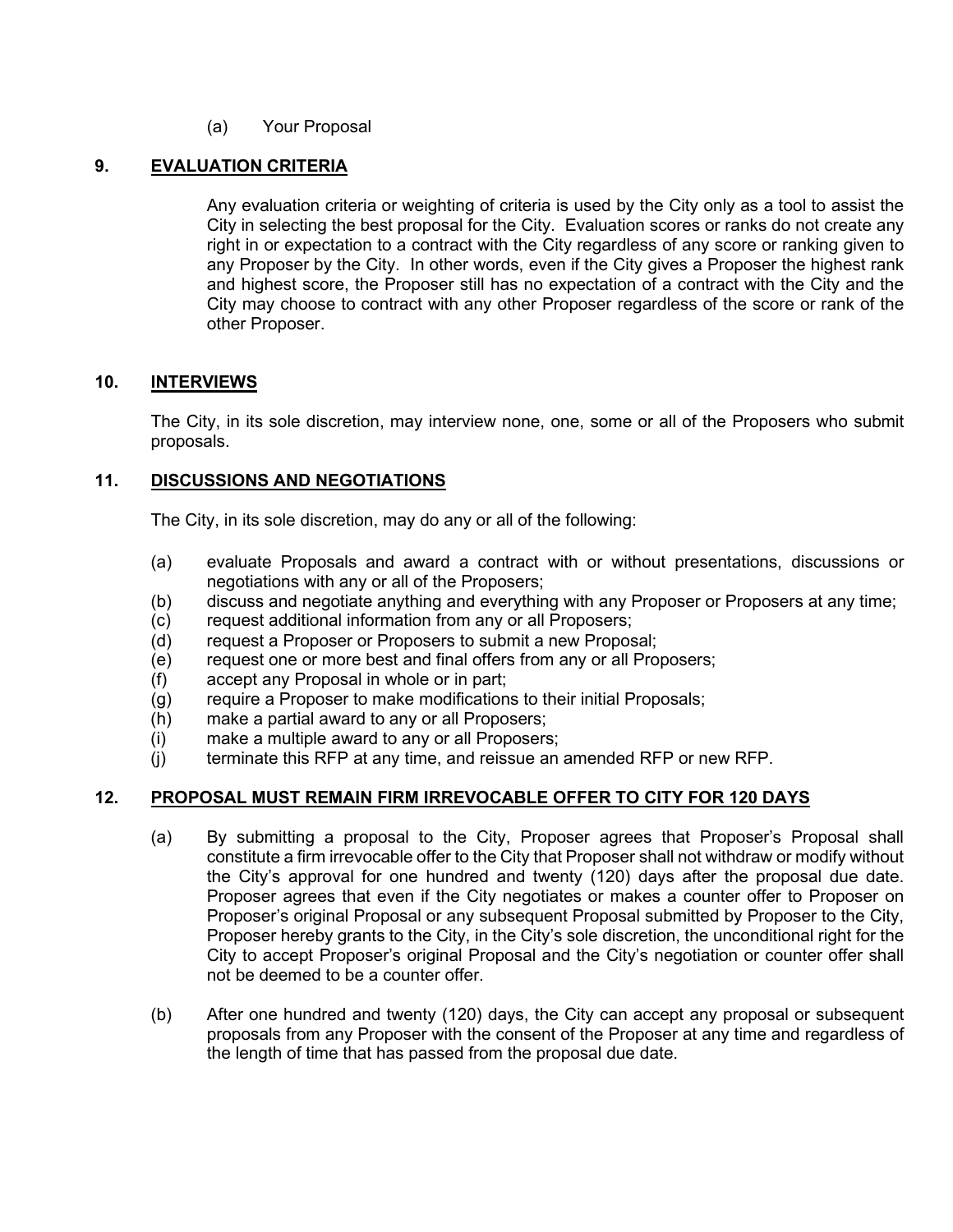(a) Your Proposal

## 9. EVALUATION CRITERIA

Any evaluation criteria or weighting of criteria is used by the City only as a tool to assist the City in selecting the best proposal for the City. Evaluation scores or ranks do not create any right in or expectation to a contract with the City regardless of any score or ranking given to any Proposer by the City. In other words, even if the City gives a Proposer the highest rank and highest score, the Proposer still has no expectation of a contract with the City and the City may choose to contract with any other Proposer regardless of the score or rank of the other Proposer.

## 10. INTERVIEWS

The City, in its sole discretion, may interview none, one, some or all of the Proposers who submit proposals.

## 11. DISCUSSIONS AND NEGOTIATIONS

The City, in its sole discretion, may do any or all of the following:

(a) evaluate Proposals and award a contract with or without presentations, discussions or negotiations with any or all of the Proposers;
(b) discuss and negotiate anything and everything with any Proposer or Proposers at any time;
(c) request additional information from any or all Proposers;
(d) request a Proposer or Proposers to submit a new Proposal;
(e) request one or more best and final offers from any or all Proposers;
(f) accept any Proposal in whole or in part;
(g) require a Proposer to make modifications to their initial Proposals;
(h) make a partial award to any or all Proposers;
(i) make a multiple award to any or all Proposers;
(j) terminate this RFP at any time, and reissue an amended RFP or new RFP.

## 12. PROPOSAL MUST REMAIN FIRM IRREVOCABLE OFFER TO CITY FOR 120 DAYS

(a) By submitting a proposal to the City, Proposer agrees that Proposer's Proposal shall constitute a firm irrevocable offer to the City that Proposer shall not withdraw or modify without the City's approval for one hundred and twenty (120) days after the proposal due date. Proposer agrees that even if the City negotiates or makes a counter offer to Proposer on Proposer's original Proposal or any subsequent Proposal submitted by Proposer to the City, Proposer hereby grants to the City, in the City's sole discretion, the unconditional right for the City to accept Proposer's original Proposal and the City's negotiation or counter offer shall not be deemed to be a counter offer.

(b) After one hundred and twenty (120) days, the City can accept any proposal or subsequent proposals from any Proposer with the consent of the Proposer at any time and regardless of the length of time that has passed from the proposal due date.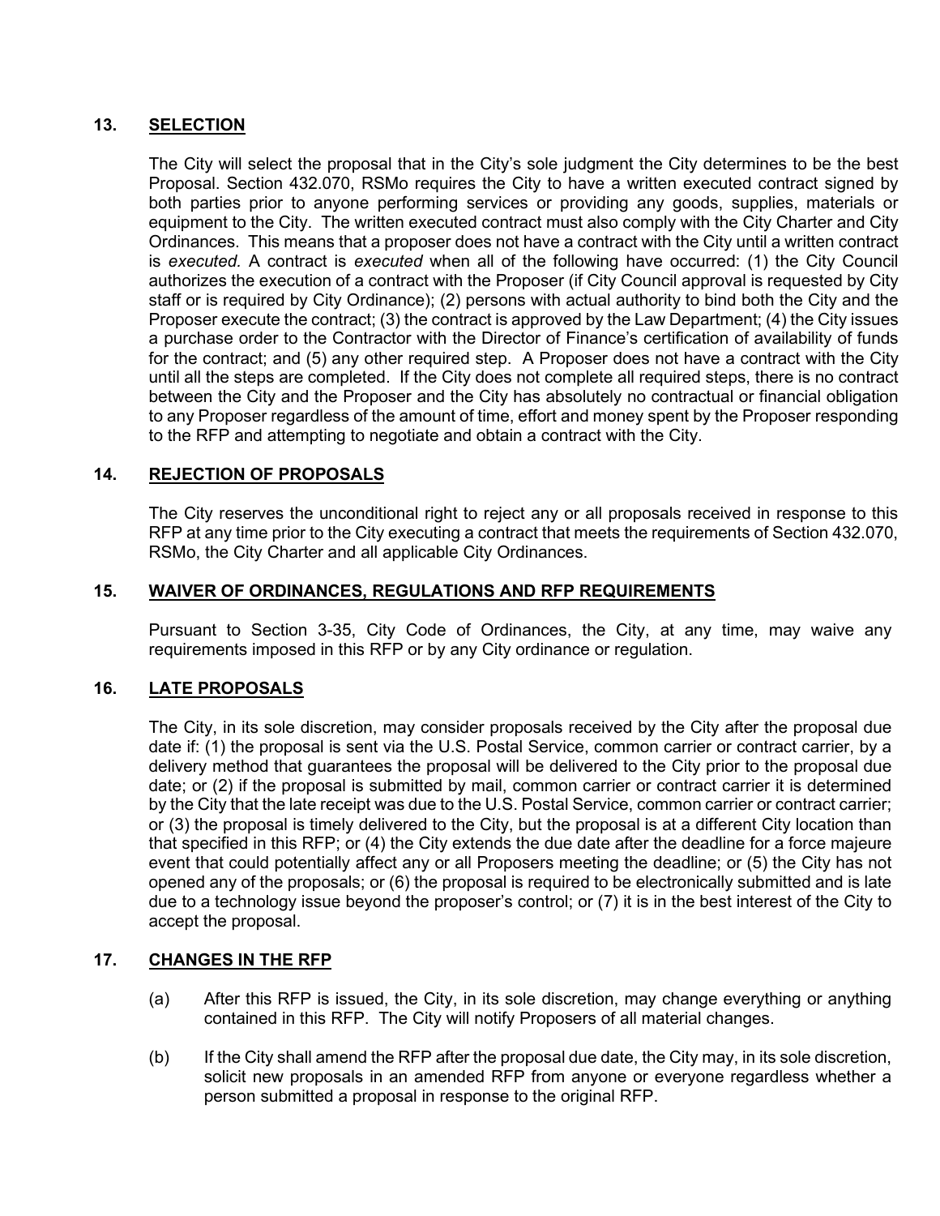## 13. SELECTION

The City will select the proposal that in the City's sole judgment the City determines to be the best Proposal. Section 432.070, RSMo requires the City to have a written executed contract signed by both parties prior to anyone performing services or providing any goods, supplies, materials or equipment to the City. The written executed contract must also comply with the City Charter and City Ordinances. This means that a proposer does not have a contract with the City until a written contract is *executed.* A contract is *executed* when all of the following have occurred: (1) the City Council authorizes the execution of a contract with the Proposer (if City Council approval is requested by City staff or is required by City Ordinance); (2) persons with actual authority to bind both the City and the Proposer execute the contract; (3) the contract is approved by the Law Department; (4) the City issues a purchase order to the Contractor with the Director of Finance's certification of availability of funds for the contract; and (5) any other required step. A Proposer does not have a contract with the City until all the steps are completed. If the City does not complete all required steps, there is no contract between the City and the Proposer and the City has absolutely no contractual or financial obligation to any Proposer regardless of the amount of time, effort and money spent by the Proposer responding to the RFP and attempting to negotiate and obtain a contract with the City.

## 14. REJECTION OF PROPOSALS

The City reserves the unconditional right to reject any or all proposals received in response to this RFP at any time prior to the City executing a contract that meets the requirements of Section 432.070, RSMo, the City Charter and all applicable City Ordinances.

## 15. WAIVER OF ORDINANCES, REGULATIONS AND RFP REQUIREMENTS

Pursuant to Section 3-35, City Code of Ordinances, the City, at any time, may waive any requirements imposed in this RFP or by any City ordinance or regulation.

## 16. LATE PROPOSALS

The City, in its sole discretion, may consider proposals received by the City after the proposal due date if: (1) the proposal is sent via the U.S. Postal Service, common carrier or contract carrier, by a delivery method that guarantees the proposal will be delivered to the City prior to the proposal due date; or (2) if the proposal is submitted by mail, common carrier or contract carrier it is determined by the City that the late receipt was due to the U.S. Postal Service, common carrier or contract carrier; or (3) the proposal is timely delivered to the City, but the proposal is at a different City location than that specified in this RFP; or (4) the City extends the due date after the deadline for a force majeure event that could potentially affect any or all Proposers meeting the deadline; or (5) the City has not opened any of the proposals; or (6) the proposal is required to be electronically submitted and is late due to a technology issue beyond the proposer's control; or (7) it is in the best interest of the City to accept the proposal.

## 17. CHANGES IN THE RFP

(a) After this RFP is issued, the City, in its sole discretion, may change everything or anything contained in this RFP. The City will notify Proposers of all material changes.

(b) If the City shall amend the RFP after the proposal due date, the City may, in its sole discretion, solicit new proposals in an amended RFP from anyone or everyone regardless whether a person submitted a proposal in response to the original RFP.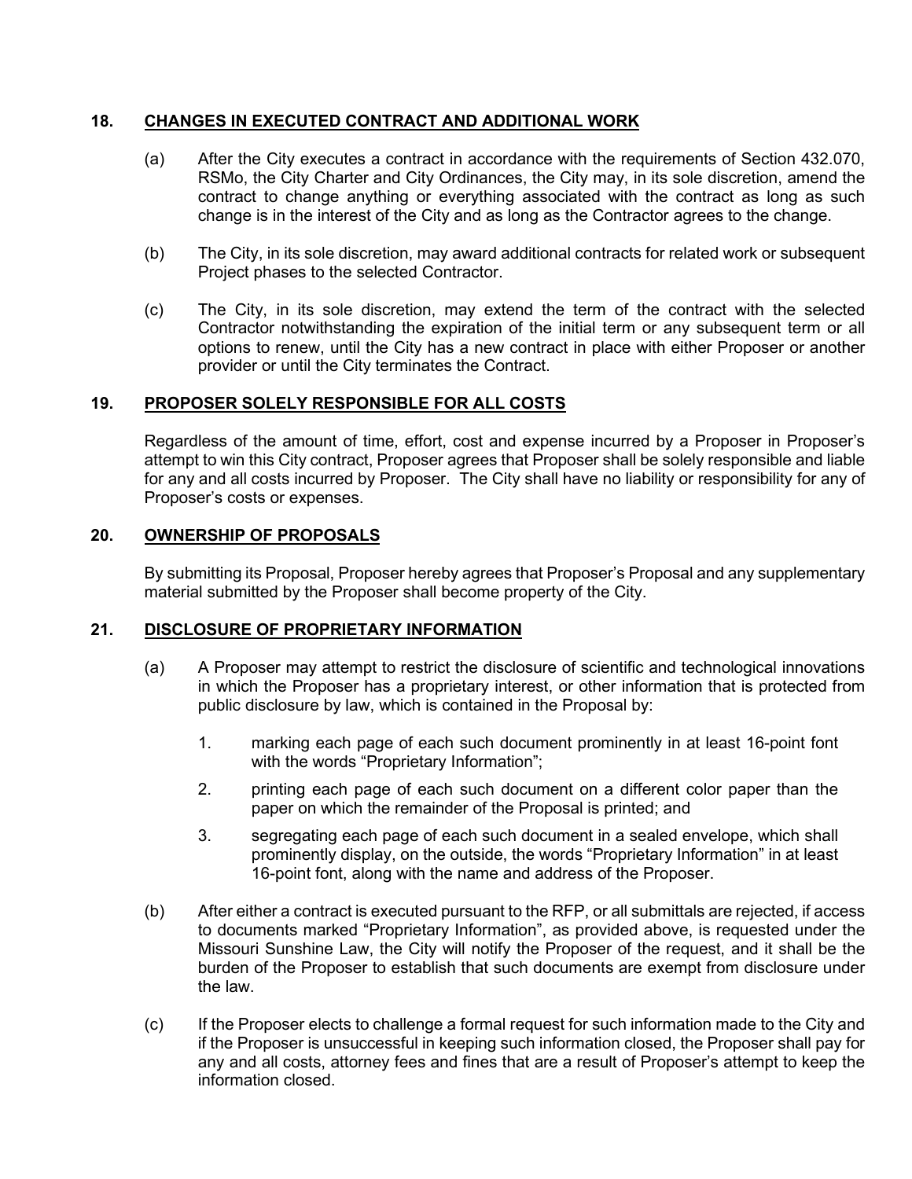## 18. CHANGES IN EXECUTED CONTRACT AND ADDITIONAL WORK

(a) After the City executes a contract in accordance with the requirements of Section 432.070, RSMo, the City Charter and City Ordinances, the City may, in its sole discretion, amend the contract to change anything or everything associated with the contract as long as such change is in the interest of the City and as long as the Contractor agrees to the change.

(b) The City, in its sole discretion, may award additional contracts for related work or subsequent Project phases to the selected Contractor.

(c) The City, in its sole discretion, may extend the term of the contract with the selected Contractor notwithstanding the expiration of the initial term or any subsequent term or all options to renew, until the City has a new contract in place with either Proposer or another provider or until the City terminates the Contract.

## 19. PROPOSER SOLELY RESPONSIBLE FOR ALL COSTS

Regardless of the amount of time, effort, cost and expense incurred by a Proposer in Proposer's attempt to win this City contract, Proposer agrees that Proposer shall be solely responsible and liable for any and all costs incurred by Proposer. The City shall have no liability or responsibility for any of Proposer's costs or expenses.

## 20. OWNERSHIP OF PROPOSALS

By submitting its Proposal, Proposer hereby agrees that Proposer's Proposal and any supplementary material submitted by the Proposer shall become property of the City.

## 21. DISCLOSURE OF PROPRIETARY INFORMATION

(a) A Proposer may attempt to restrict the disclosure of scientific and technological innovations in which the Proposer has a proprietary interest, or other information that is protected from public disclosure by law, which is contained in the Proposal by:

1. marking each page of each such document prominently in at least 16-point font with the words "Proprietary Information";
2. printing each page of each such document on a different color paper than the paper on which the remainder of the Proposal is printed; and
3. segregating each page of each such document in a sealed envelope, which shall prominently display, on the outside, the words "Proprietary Information" in at least 16-point font, along with the name and address of the Proposer.

(b) After either a contract is executed pursuant to the RFP, or all submittals are rejected, if access to documents marked "Proprietary Information", as provided above, is requested under the Missouri Sunshine Law, the City will notify the Proposer of the request, and it shall be the burden of the Proposer to establish that such documents are exempt from disclosure under the law.

(c) If the Proposer elects to challenge a formal request for such information made to the City and if the Proposer is unsuccessful in keeping such information closed, the Proposer shall pay for any and all costs, attorney fees and fines that are a result of Proposer's attempt to keep the information closed.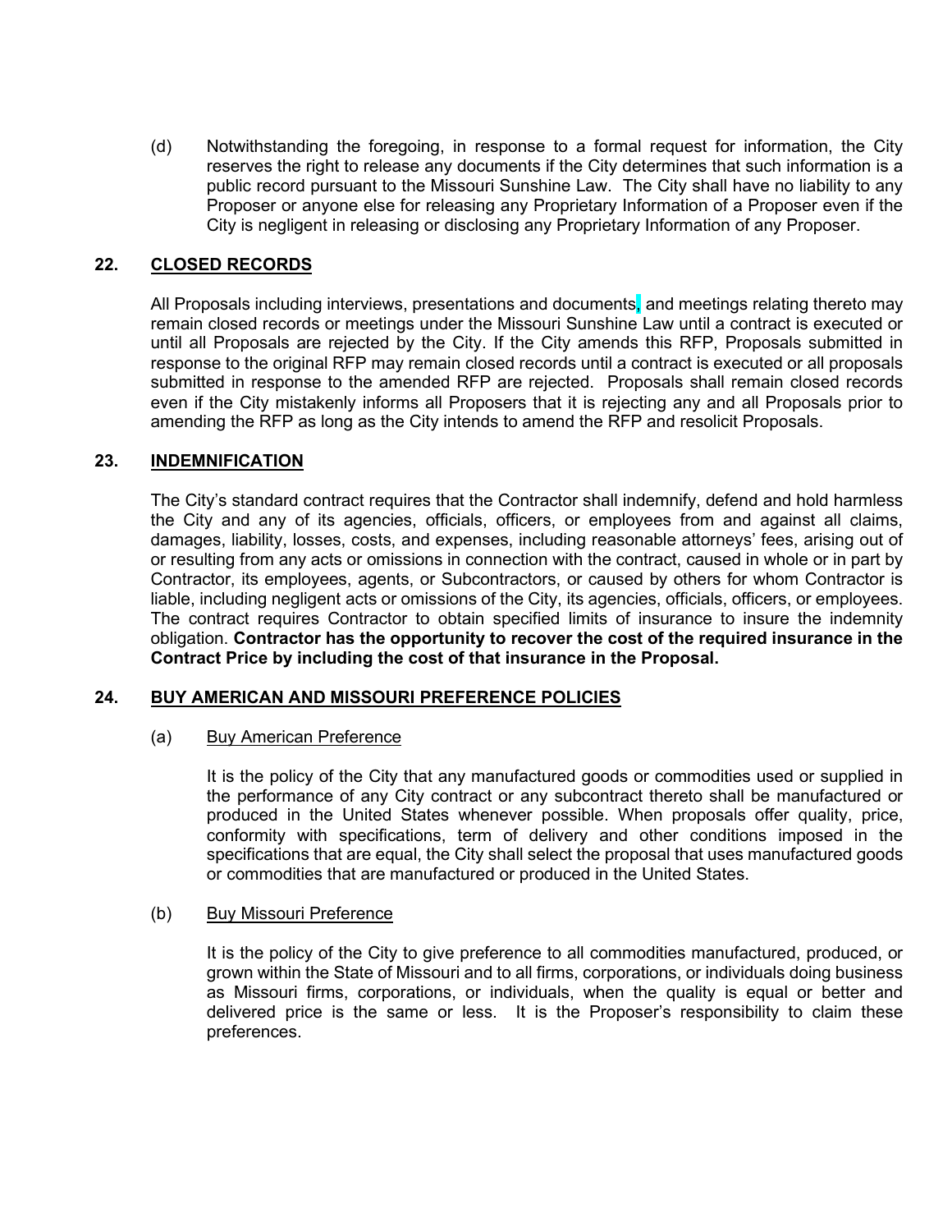(d) Notwithstanding the foregoing, in response to a formal request for information, the City reserves the right to release any documents if the City determines that such information is a public record pursuant to the Missouri Sunshine Law. The City shall have no liability to any Proposer or anyone else for releasing any Proprietary Information of a Proposer even if the City is negligent in releasing or disclosing any Proprietary Information of any Proposer.

## 22. CLOSED RECORDS

All Proposals including interviews, presentations and documents, and meetings relating thereto may remain closed records or meetings under the Missouri Sunshine Law until a contract is executed or until all Proposals are rejected by the City. If the City amends this RFP, Proposals submitted in response to the original RFP may remain closed records until a contract is executed or all proposals submitted in response to the amended RFP are rejected. Proposals shall remain closed records even if the City mistakenly informs all Proposers that it is rejecting any and all Proposals prior to amending the RFP as long as the City intends to amend the RFP and resolicit Proposals.

## 23. INDEMNIFICATION

The City's standard contract requires that the Contractor shall indemnify, defend and hold harmless the City and any of its agencies, officials, officers, or employees from and against all claims, damages, liability, losses, costs, and expenses, including reasonable attorneys' fees, arising out of or resulting from any acts or omissions in connection with the contract, caused in whole or in part by Contractor, its employees, agents, or Subcontractors, or caused by others for whom Contractor is liable, including negligent acts or omissions of the City, its agencies, officials, officers, or employees. The contract requires Contractor to obtain specified limits of insurance to insure the indemnity obligation. **Contractor has the opportunity to recover the cost of the required insurance in the Contract Price by including the cost of that insurance in the Proposal.**

## 24. BUY AMERICAN AND MISSOURI PREFERENCE POLICIES

(a) Buy American Preference

It is the policy of the City that any manufactured goods or commodities used or supplied in the performance of any City contract or any subcontract thereto shall be manufactured or produced in the United States whenever possible. When proposals offer quality, price, conformity with specifications, term of delivery and other conditions imposed in the specifications that are equal, the City shall select the proposal that uses manufactured goods or commodities that are manufactured or produced in the United States.

(b) Buy Missouri Preference

It is the policy of the City to give preference to all commodities manufactured, produced, or grown within the State of Missouri and to all firms, corporations, or individuals doing business as Missouri firms, corporations, or individuals, when the quality is equal or better and delivered price is the same or less. It is the Proposer's responsibility to claim these preferences.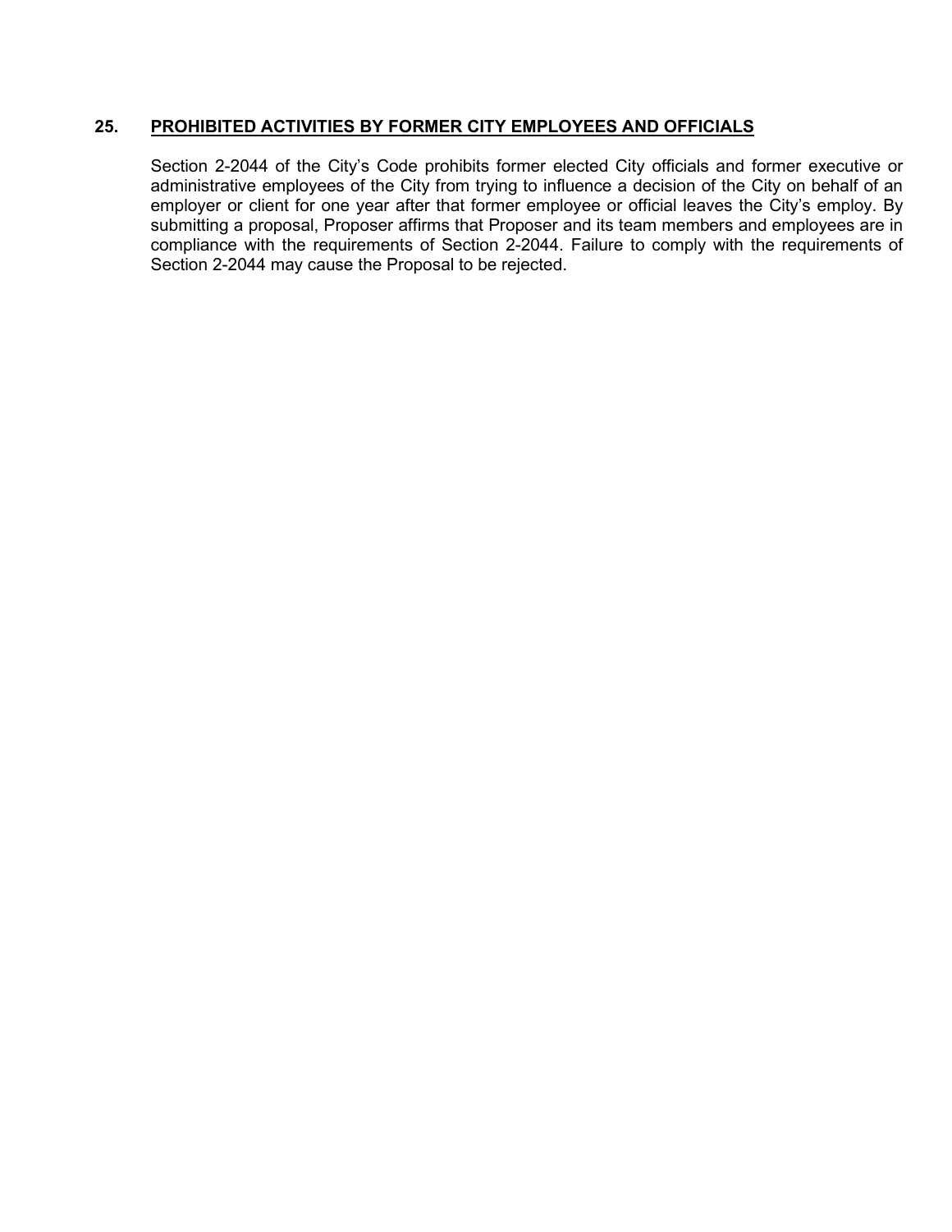## 25. PROHIBITED ACTIVITIES BY FORMER CITY EMPLOYEES AND OFFICIALS

Section 2-2044 of the City's Code prohibits former elected City officials and former executive or administrative employees of the City from trying to influence a decision of the City on behalf of an employer or client for one year after that former employee or official leaves the City's employ. By submitting a proposal, Proposer affirms that Proposer and its team members and employees are in compliance with the requirements of Section 2-2044. Failure to comply with the requirements of Section 2-2044 may cause the Proposal to be rejected.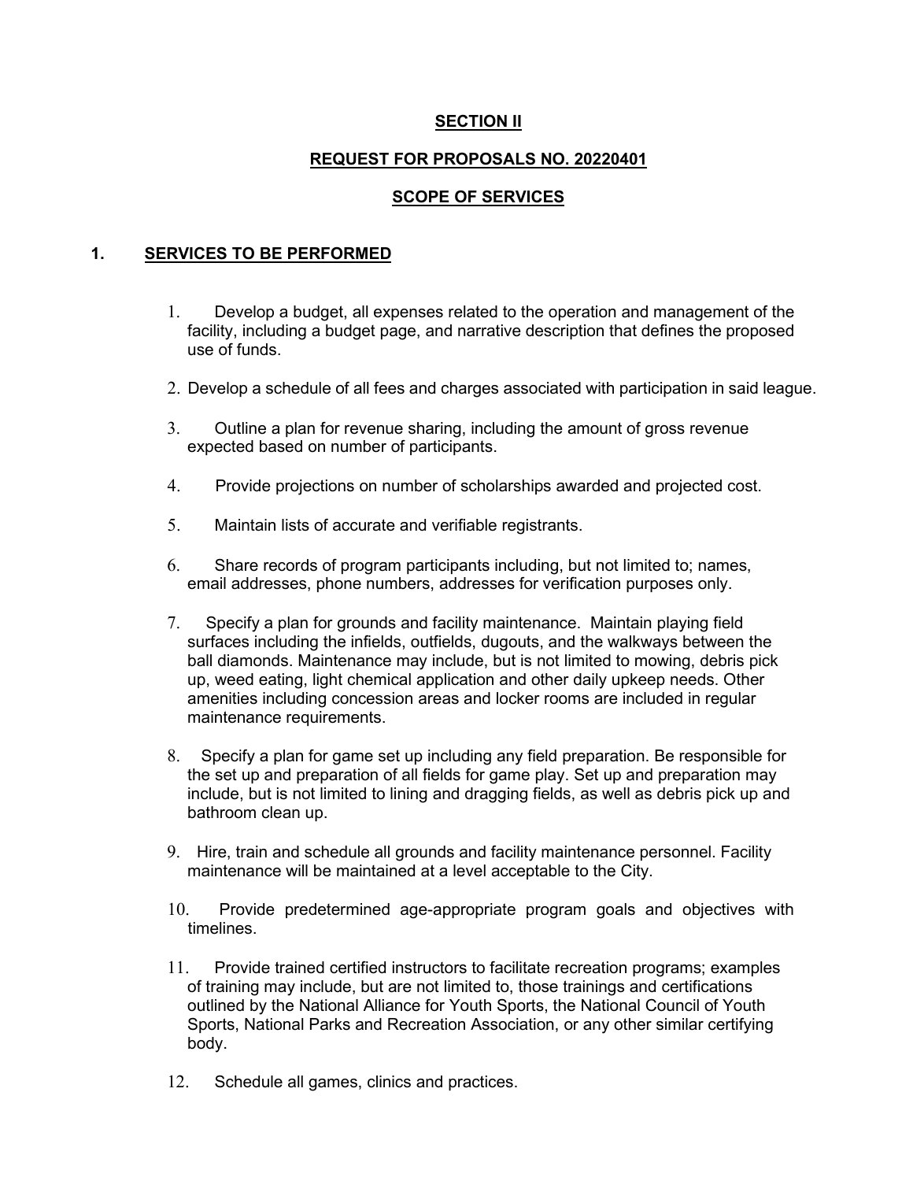**SECTION II**

**REQUEST FOR PROPOSALS NO. 20220401**

**SCOPE OF SERVICES**

## 1. SERVICES TO BE PERFORMED

1. Develop a budget, all expenses related to the operation and management of the facility, including a budget page, and narrative description that defines the proposed use of funds.

2. Develop a schedule of all fees and charges associated with participation in said league.

3. Outline a plan for revenue sharing, including the amount of gross revenue expected based on number of participants.

4. Provide projections on number of scholarships awarded and projected cost.

5. Maintain lists of accurate and verifiable registrants.

6. Share records of program participants including, but not limited to; names, email addresses, phone numbers, addresses for verification purposes only.

7. Specify a plan for grounds and facility maintenance. Maintain playing field surfaces including the infields, outfields, dugouts, and the walkways between the ball diamonds. Maintenance may include, but is not limited to mowing, debris pick up, weed eating, light chemical application and other daily upkeep needs. Other amenities including concession areas and locker rooms are included in regular maintenance requirements.

8. Specify a plan for game set up including any field preparation. Be responsible for the set up and preparation of all fields for game play. Set up and preparation may include, but is not limited to lining and dragging fields, as well as debris pick up and bathroom clean up.

9. Hire, train and schedule all grounds and facility maintenance personnel. Facility maintenance will be maintained at a level acceptable to the City.

10. Provide predetermined age-appropriate program goals and objectives with timelines.

11. Provide trained certified instructors to facilitate recreation programs; examples of training may include, but are not limited to, those trainings and certifications outlined by the National Alliance for Youth Sports, the National Council of Youth Sports, National Parks and Recreation Association, or any other similar certifying body.

12. Schedule all games, clinics and practices.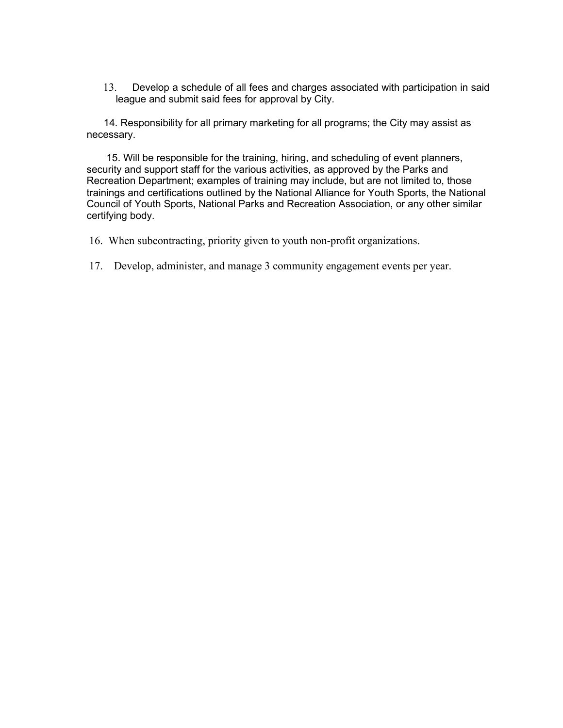13. Develop a schedule of all fees and charges associated with participation in said league and submit said fees for approval by City.

14. Responsibility for all primary marketing for all programs; the City may assist as necessary.

15. Will be responsible for the training, hiring, and scheduling of event planners, security and support staff for the various activities, as approved by the Parks and Recreation Department; examples of training may include, but are not limited to, those trainings and certifications outlined by the National Alliance for Youth Sports, the National Council of Youth Sports, National Parks and Recreation Association, or any other similar certifying body.

16. When subcontracting, priority given to youth non-profit organizations.

17. Develop, administer, and manage 3 community engagement events per year.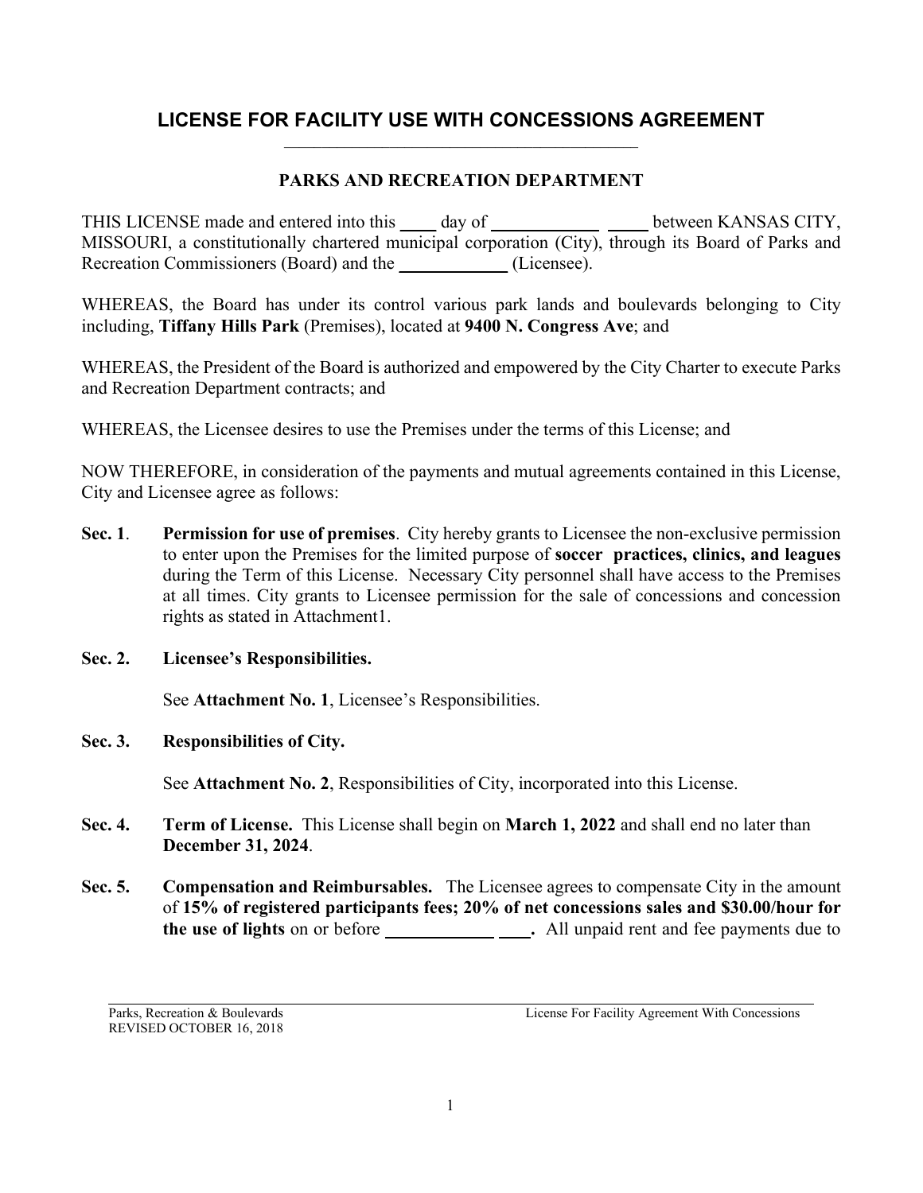# LICENSE FOR FACILITY USE WITH CONCESSIONS AGREEMENT

## PARKS AND RECREATION DEPARTMENT

THIS LICENSE made and entered into this ____ day of ____________ ____ between KANSAS CITY, MISSOURI, a constitutionally chartered municipal corporation (City), through its Board of Parks and Recreation Commissioners (Board) and the ____________ (Licensee).

WHEREAS, the Board has under its control various park lands and boulevards belonging to City including, **Tiffany Hills Park** (Premises), located at **9400 N. Congress Ave**; and

WHEREAS, the President of the Board is authorized and empowered by the City Charter to execute Parks and Recreation Department contracts; and

WHEREAS, the Licensee desires to use the Premises under the terms of this License; and

NOW THEREFORE, in consideration of the payments and mutual agreements contained in this License, City and Licensee agree as follows:

**Sec. 1**. **Permission for use of premises**. City hereby grants to Licensee the non-exclusive permission to enter upon the Premises for the limited purpose of **soccer practices, clinics, and leagues** during the Term of this License. Necessary City personnel shall have access to the Premises at all times. City grants to Licensee permission for the sale of concessions and concession rights as stated in Attachment1.

**Sec. 2. Licensee's Responsibilities.**

See **Attachment No. 1**, Licensee's Responsibilities.

**Sec. 3. Responsibilities of City.**

See **Attachment No. 2**, Responsibilities of City, incorporated into this License.

**Sec. 4. Term of License.** This License shall begin on **March 1, 2022** and shall end no later than **December 31, 2024**.

**Sec. 5. Compensation and Reimbursables.** The Licensee agrees to compensate City in the amount of **15% of registered participants fees; 20% of net concessions sales and $30.00/hour for the use of lights** on or before ____________ ____**.** All unpaid rent and fee payments due to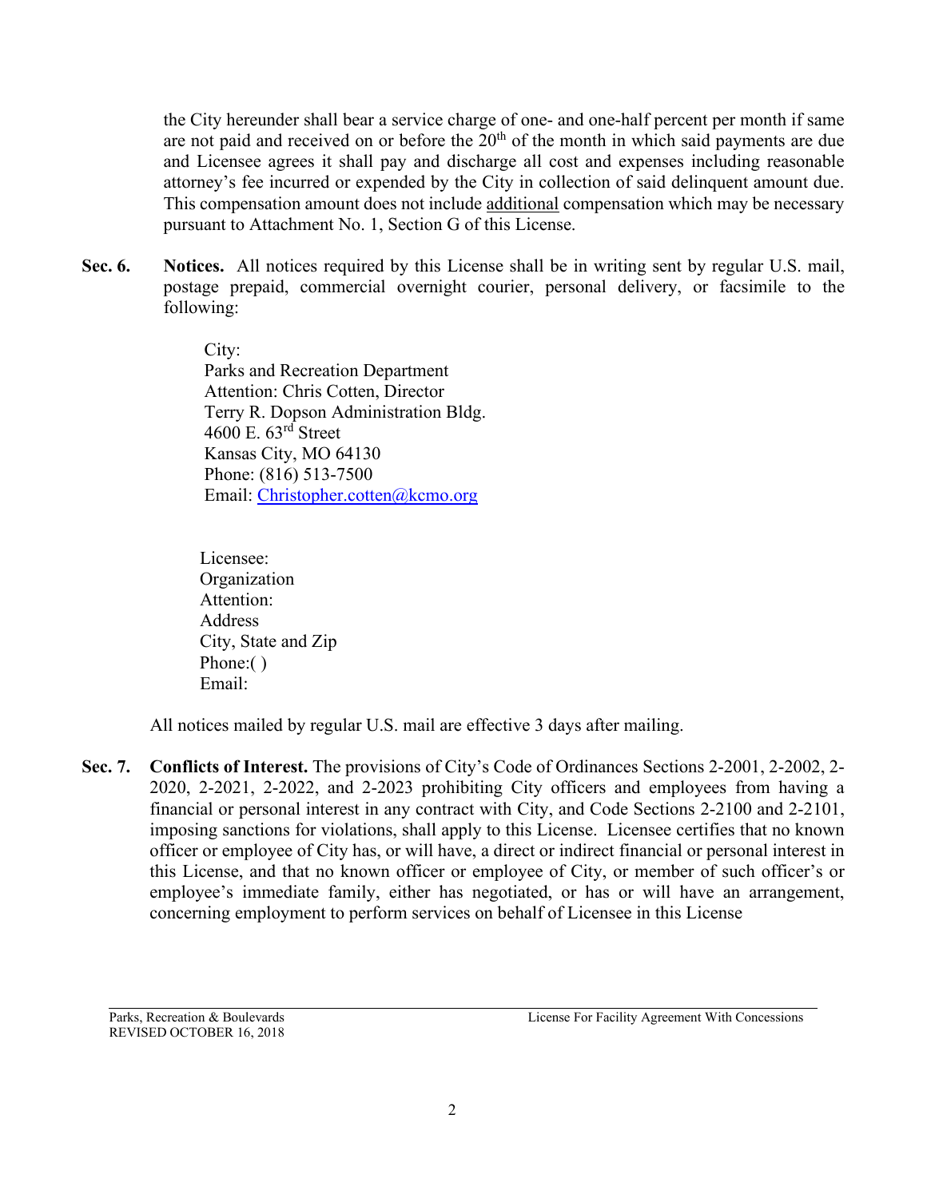the City hereunder shall bear a service charge of one- and one-half percent per month if same are not paid and received on or before the 20th of the month in which said payments are due and Licensee agrees it shall pay and discharge all cost and expenses including reasonable attorney's fee incurred or expended by the City in collection of said delinquent amount due. This compensation amount does not include additional compensation which may be necessary pursuant to Attachment No. 1, Section G of this License.

**Sec. 6.** **Notices.** All notices required by this License shall be in writing sent by regular U.S. mail, postage prepaid, commercial overnight courier, personal delivery, or facsimile to the following:

City:
Parks and Recreation Department
Attention: Chris Cotten, Director
Terry R. Dopson Administration Bldg.
4600 E. 63rd Street
Kansas City, MO 64130
Phone: (816) 513-7500
Email: Christopher.cotten@kcmo.org

Licensee:
Organization
Attention:
Address
City, State and Zip
Phone:( )
Email:

All notices mailed by regular U.S. mail are effective 3 days after mailing.

**Sec. 7.** **Conflicts of Interest.** The provisions of City's Code of Ordinances Sections 2-2001, 2-2002, 2-2020, 2-2021, 2-2022, and 2-2023 prohibiting City officers and employees from having a financial or personal interest in any contract with City, and Code Sections 2-2100 and 2-2101, imposing sanctions for violations, shall apply to this License. Licensee certifies that no known officer or employee of City has, or will have, a direct or indirect financial or personal interest in this License, and that no known officer or employee of City, or member of such officer's or employee's immediate family, either has negotiated, or has or will have an arrangement, concerning employment to perform services on behalf of Licensee in this License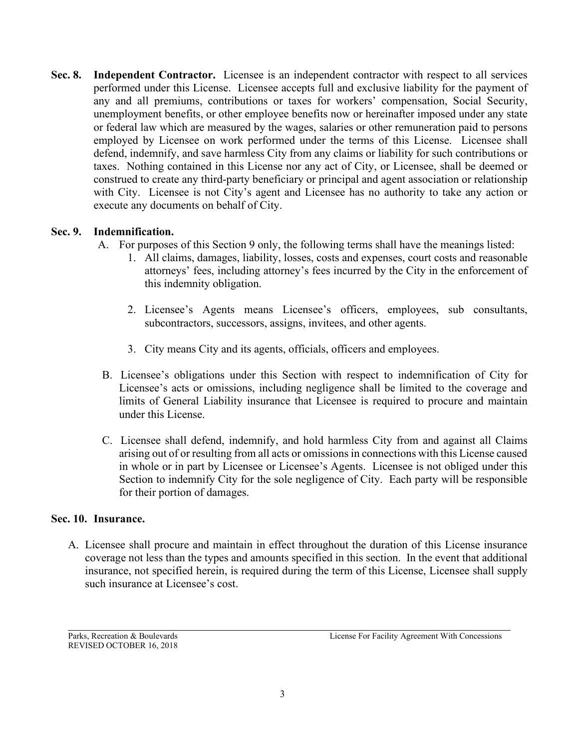**Sec. 8. Independent Contractor.** Licensee is an independent contractor with respect to all services performed under this License. Licensee accepts full and exclusive liability for the payment of any and all premiums, contributions or taxes for workers' compensation, Social Security, unemployment benefits, or other employee benefits now or hereinafter imposed under any state or federal law which are measured by the wages, salaries or other remuneration paid to persons employed by Licensee on work performed under the terms of this License. Licensee shall defend, indemnify, and save harmless City from any claims or liability for such contributions or taxes. Nothing contained in this License nor any act of City, or Licensee, shall be deemed or construed to create any third-party beneficiary or principal and agent association or relationship with City. Licensee is not City's agent and Licensee has no authority to take any action or execute any documents on behalf of City.

**Sec. 9. Indemnification.**

A. For purposes of this Section 9 only, the following terms shall have the meanings listed:

1. All claims, damages, liability, losses, costs and expenses, court costs and reasonable attorneys' fees, including attorney's fees incurred by the City in the enforcement of this indemnity obligation.

2. Licensee's Agents means Licensee's officers, employees, sub consultants, subcontractors, successors, assigns, invitees, and other agents.

3. City means City and its agents, officials, officers and employees.

B. Licensee's obligations under this Section with respect to indemnification of City for Licensee's acts or omissions, including negligence shall be limited to the coverage and limits of General Liability insurance that Licensee is required to procure and maintain under this License.

C. Licensee shall defend, indemnify, and hold harmless City from and against all Claims arising out of or resulting from all acts or omissions in connections with this License caused in whole or in part by Licensee or Licensee's Agents. Licensee is not obliged under this Section to indemnify City for the sole negligence of City. Each party will be responsible for their portion of damages.

**Sec. 10. Insurance.**

A. Licensee shall procure and maintain in effect throughout the duration of this License insurance coverage not less than the types and amounts specified in this section. In the event that additional insurance, not specified herein, is required during the term of this License, Licensee shall supply such insurance at Licensee's cost.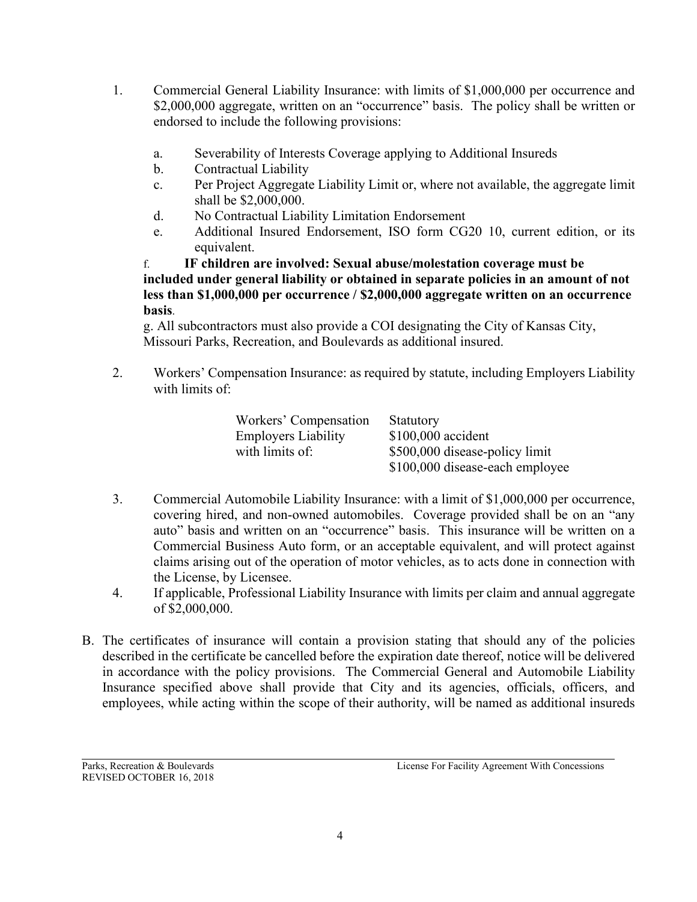1. Commercial General Liability Insurance: with limits of $1,000,000 per occurrence and $2,000,000 aggregate, written on an "occurrence" basis. The policy shall be written or endorsed to include the following provisions:

   a. Severability of Interests Coverage applying to Additional Insureds
   b. Contractual Liability
   c. Per Project Aggregate Liability Limit or, where not available, the aggregate limit shall be $2,000,000.
   d. No Contractual Liability Limitation Endorsement
   e. Additional Insured Endorsement, ISO form CG20 10, current edition, or its equivalent.

   f. **IF children are involved: Sexual abuse/molestation coverage must be included under general liability or obtained in separate policies in an amount of not less than $1,000,000 per occurrence / $2,000,000 aggregate written on an occurrence basis**.

   g. All subcontractors must also provide a COI designating the City of Kansas City, Missouri Parks, Recreation, and Boulevards as additional insured.

2. Workers' Compensation Insurance: as required by statute, including Employers Liability with limits of:

   | | |
   |---|---|
   | Workers' Compensation | Statutory |
   | Employers Liability | $100,000 accident |
   | with limits of: | $500,000 disease-policy limit |
   | | $100,000 disease-each employee |

3. Commercial Automobile Liability Insurance: with a limit of $1,000,000 per occurrence, covering hired, and non-owned automobiles. Coverage provided shall be on an "any auto" basis and written on an "occurrence" basis. This insurance will be written on a Commercial Business Auto form, or an acceptable equivalent, and will protect against claims arising out of the operation of motor vehicles, as to acts done in connection with the License, by Licensee.
4. If applicable, Professional Liability Insurance with limits per claim and annual aggregate of $2,000,000.

B. The certificates of insurance will contain a provision stating that should any of the policies described in the certificate be cancelled before the expiration date thereof, notice will be delivered in accordance with the policy provisions. The Commercial General and Automobile Liability Insurance specified above shall provide that City and its agencies, officials, officers, and employees, while acting within the scope of their authority, will be named as additional insureds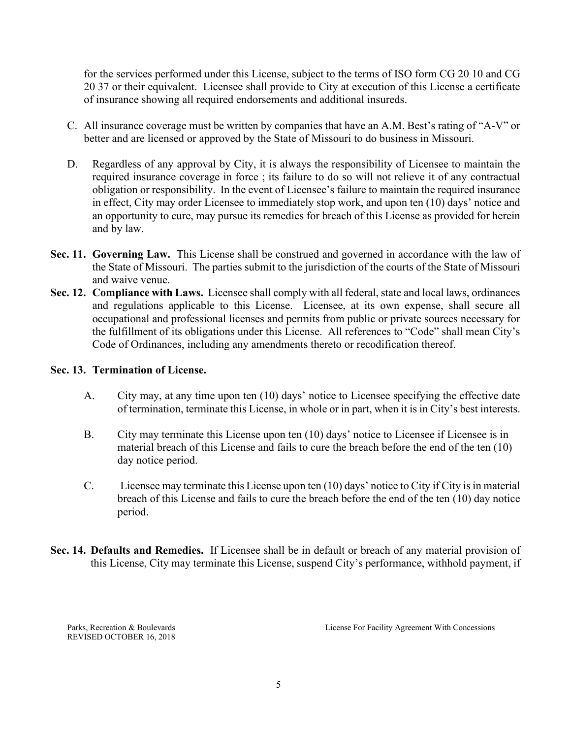for the services performed under this License, subject to the terms of ISO form CG 20 10 and CG 20 37 or their equivalent. Licensee shall provide to City at execution of this License a certificate of insurance showing all required endorsements and additional insureds.

C. All insurance coverage must be written by companies that have an A.M. Best's rating of "A-V" or better and are licensed or approved by the State of Missouri to do business in Missouri.

D. Regardless of any approval by City, it is always the responsibility of Licensee to maintain the required insurance coverage in force ; its failure to do so will not relieve it of any contractual obligation or responsibility. In the event of Licensee's failure to maintain the required insurance in effect, City may order Licensee to immediately stop work, and upon ten (10) days' notice and an opportunity to cure, may pursue its remedies for breach of this License as provided for herein and by law.

**Sec. 11. Governing Law.** This License shall be construed and governed in accordance with the law of the State of Missouri. The parties submit to the jurisdiction of the courts of the State of Missouri and waive venue.

**Sec. 12. Compliance with Laws.** Licensee shall comply with all federal, state and local laws, ordinances and regulations applicable to this License. Licensee, at its own expense, shall secure all occupational and professional licenses and permits from public or private sources necessary for the fulfillment of its obligations under this License. All references to "Code" shall mean City's Code of Ordinances, including any amendments thereto or recodification thereof.

**Sec. 13. Termination of License.**

A. City may, at any time upon ten (10) days' notice to Licensee specifying the effective date of termination, terminate this License, in whole or in part, when it is in City's best interests.

B. City may terminate this License upon ten (10) days' notice to Licensee if Licensee is in material breach of this License and fails to cure the breach before the end of the ten (10) day notice period.

C. Licensee may terminate this License upon ten (10) days' notice to City if City is in material breach of this License and fails to cure the breach before the end of the ten (10) day notice period.

**Sec. 14. Defaults and Remedies.** If Licensee shall be in default or breach of any material provision of this License, City may terminate this License, suspend City's performance, withhold payment, if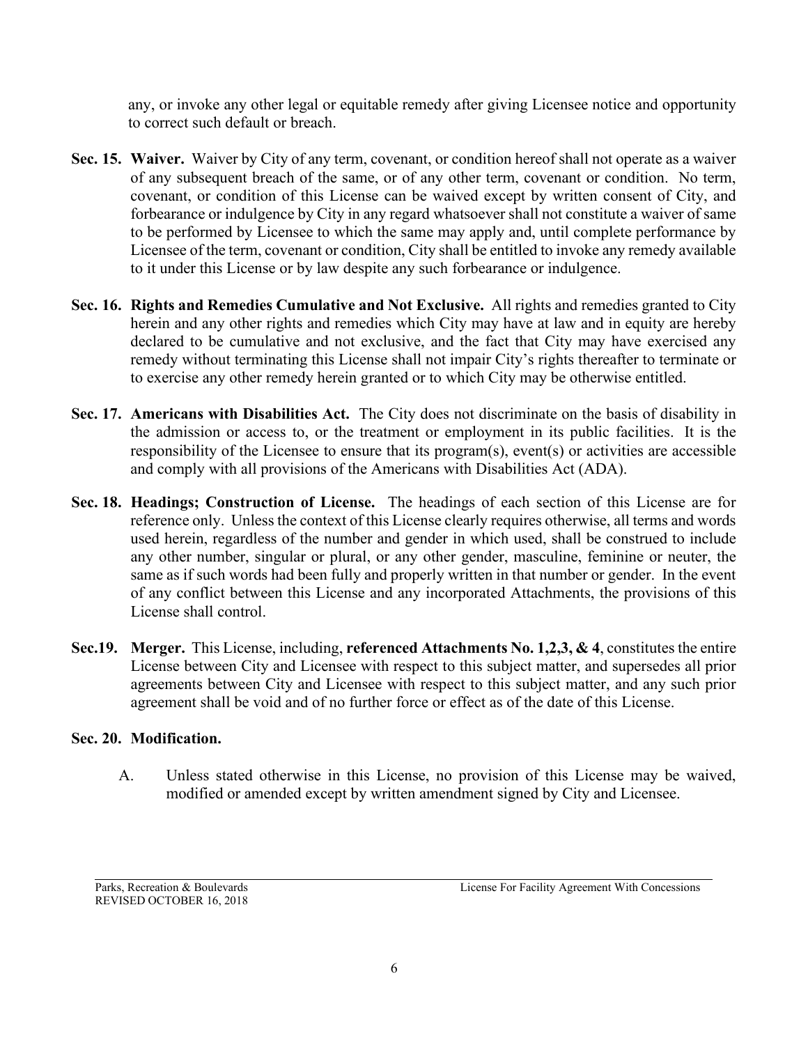any, or invoke any other legal or equitable remedy after giving Licensee notice and opportunity to correct such default or breach.

**Sec. 15. Waiver.** Waiver by City of any term, covenant, or condition hereof shall not operate as a waiver of any subsequent breach of the same, or of any other term, covenant or condition. No term, covenant, or condition of this License can be waived except by written consent of City, and forbearance or indulgence by City in any regard whatsoever shall not constitute a waiver of same to be performed by Licensee to which the same may apply and, until complete performance by Licensee of the term, covenant or condition, City shall be entitled to invoke any remedy available to it under this License or by law despite any such forbearance or indulgence.

**Sec. 16. Rights and Remedies Cumulative and Not Exclusive.** All rights and remedies granted to City herein and any other rights and remedies which City may have at law and in equity are hereby declared to be cumulative and not exclusive, and the fact that City may have exercised any remedy without terminating this License shall not impair City's rights thereafter to terminate or to exercise any other remedy herein granted or to which City may be otherwise entitled.

**Sec. 17. Americans with Disabilities Act.** The City does not discriminate on the basis of disability in the admission or access to, or the treatment or employment in its public facilities. It is the responsibility of the Licensee to ensure that its program(s), event(s) or activities are accessible and comply with all provisions of the Americans with Disabilities Act (ADA).

**Sec. 18. Headings; Construction of License.** The headings of each section of this License are for reference only. Unless the context of this License clearly requires otherwise, all terms and words used herein, regardless of the number and gender in which used, shall be construed to include any other number, singular or plural, or any other gender, masculine, feminine or neuter, the same as if such words had been fully and properly written in that number or gender. In the event of any conflict between this License and any incorporated Attachments, the provisions of this License shall control.

**Sec.19. Merger.** This License, including, **referenced Attachments No. 1,2,3, & 4**, constitutes the entire License between City and Licensee with respect to this subject matter, and supersedes all prior agreements between City and Licensee with respect to this subject matter, and any such prior agreement shall be void and of no further force or effect as of the date of this License.

**Sec. 20. Modification.**

A. Unless stated otherwise in this License, no provision of this License may be waived, modified or amended except by written amendment signed by City and Licensee.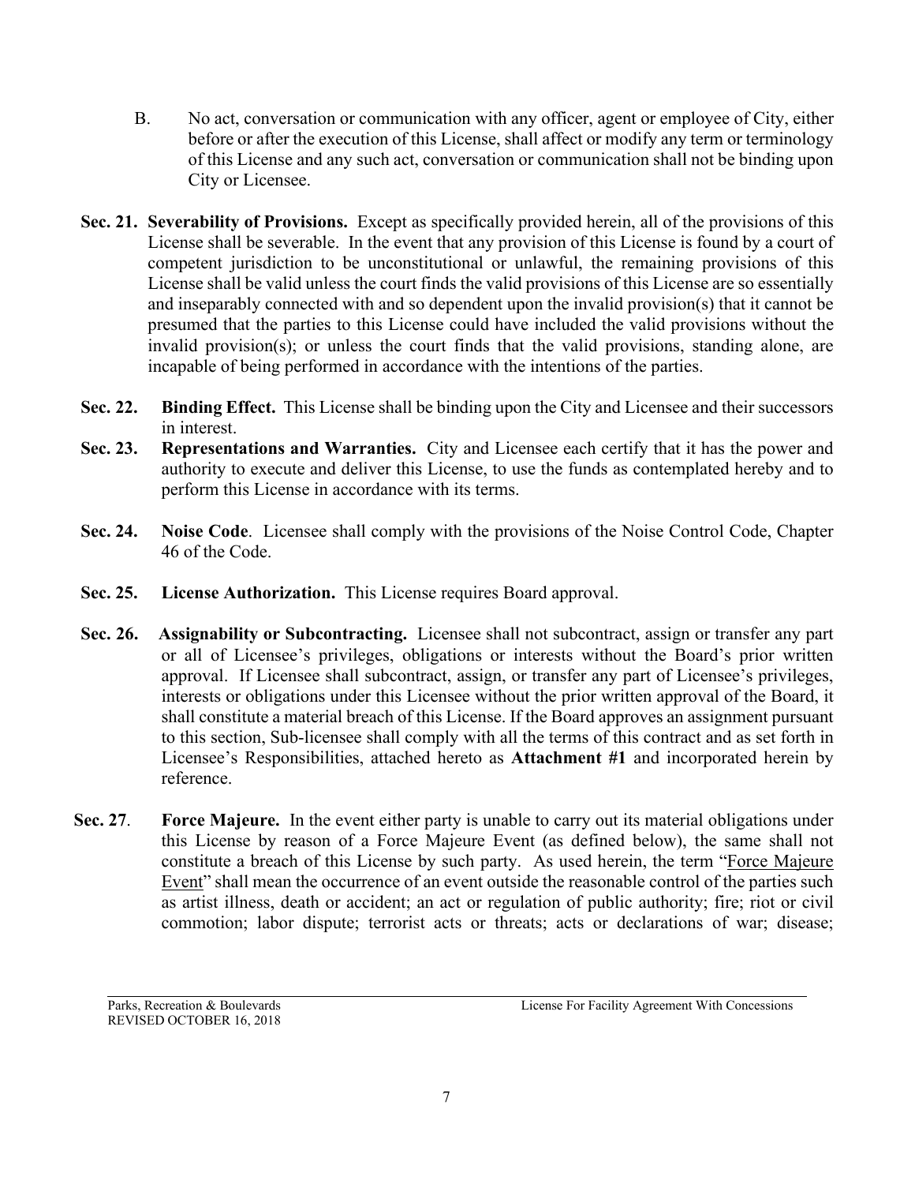B. No act, conversation or communication with any officer, agent or employee of City, either before or after the execution of this License, shall affect or modify any term or terminology of this License and any such act, conversation or communication shall not be binding upon City or Licensee.

**Sec. 21. Severability of Provisions.** Except as specifically provided herein, all of the provisions of this License shall be severable. In the event that any provision of this License is found by a court of competent jurisdiction to be unconstitutional or unlawful, the remaining provisions of this License shall be valid unless the court finds the valid provisions of this License are so essentially and inseparably connected with and so dependent upon the invalid provision(s) that it cannot be presumed that the parties to this License could have included the valid provisions without the invalid provision(s); or unless the court finds that the valid provisions, standing alone, are incapable of being performed in accordance with the intentions of the parties.

**Sec. 22. Binding Effect.** This License shall be binding upon the City and Licensee and their successors in interest.

**Sec. 23. Representations and Warranties.** City and Licensee each certify that it has the power and authority to execute and deliver this License, to use the funds as contemplated hereby and to perform this License in accordance with its terms.

**Sec. 24. Noise Code**. Licensee shall comply with the provisions of the Noise Control Code, Chapter 46 of the Code.

**Sec. 25. License Authorization.** This License requires Board approval.

**Sec. 26. Assignability or Subcontracting.** Licensee shall not subcontract, assign or transfer any part or all of Licensee's privileges, obligations or interests without the Board's prior written approval. If Licensee shall subcontract, assign, or transfer any part of Licensee's privileges, interests or obligations under this Licensee without the prior written approval of the Board, it shall constitute a material breach of this License. If the Board approves an assignment pursuant to this section, Sub-licensee shall comply with all the terms of this contract and as set forth in Licensee's Responsibilities, attached hereto as **Attachment #1** and incorporated herein by reference.

**Sec. 27**. **Force Majeure.** In the event either party is unable to carry out its material obligations under this License by reason of a Force Majeure Event (as defined below), the same shall not constitute a breach of this License by such party. As used herein, the term "Force Majeure Event" shall mean the occurrence of an event outside the reasonable control of the parties such as artist illness, death or accident; an act or regulation of public authority; fire; riot or civil commotion; labor dispute; terrorist acts or threats; acts or declarations of war; disease;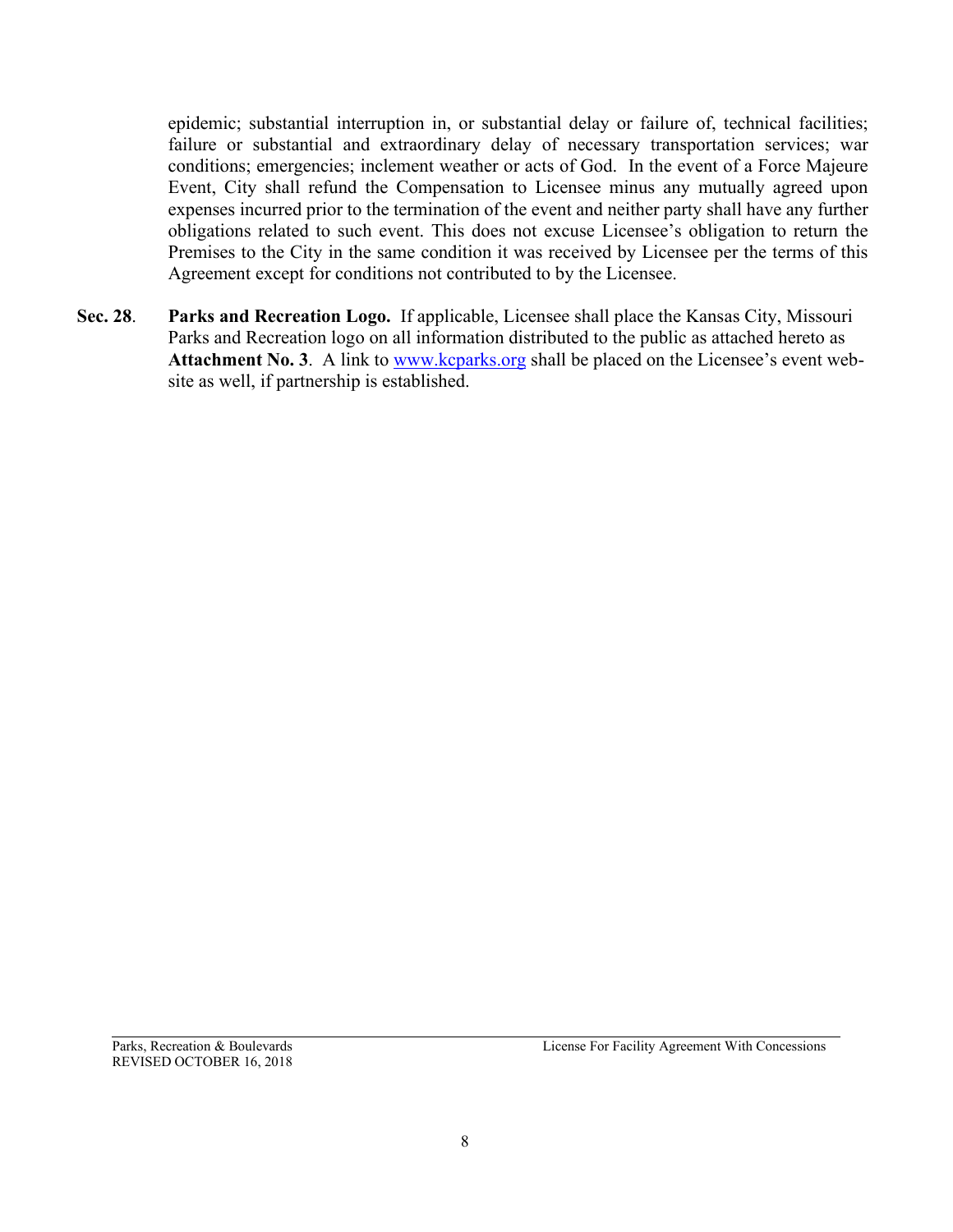epidemic; substantial interruption in, or substantial delay or failure of, technical facilities; failure or substantial and extraordinary delay of necessary transportation services; war conditions; emergencies; inclement weather or acts of God. In the event of a Force Majeure Event, City shall refund the Compensation to Licensee minus any mutually agreed upon expenses incurred prior to the termination of the event and neither party shall have any further obligations related to such event. This does not excuse Licensee's obligation to return the Premises to the City in the same condition it was received by Licensee per the terms of this Agreement except for conditions not contributed to by the Licensee.

**Sec. 28**. **Parks and Recreation Logo.** If applicable, Licensee shall place the Kansas City, Missouri Parks and Recreation logo on all information distributed to the public as attached hereto as **Attachment No. 3**. A link to [www.kcparks.org](www.kcparks.org) shall be placed on the Licensee's event web-site as well, if partnership is established.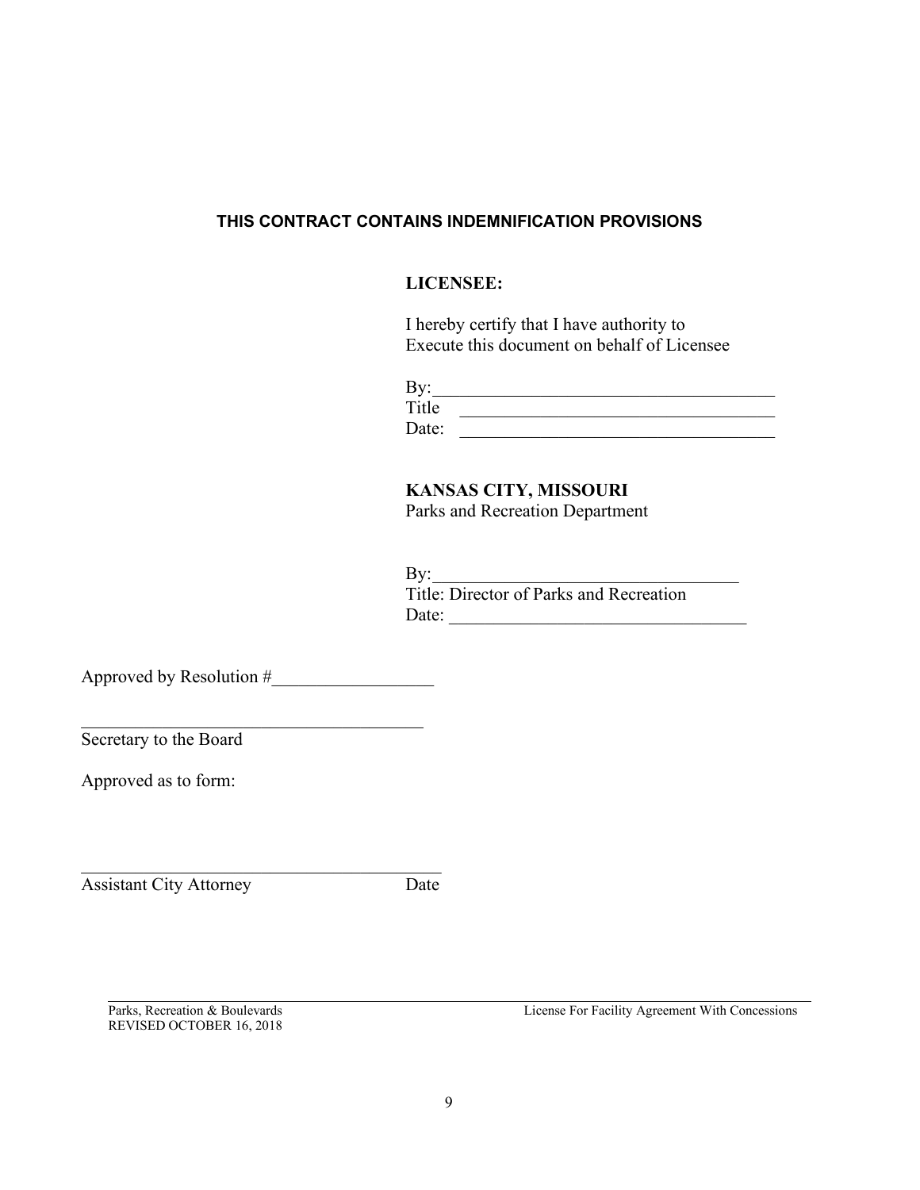**THIS CONTRACT CONTAINS INDEMNIFICATION PROVISIONS**

**LICENSEE:**

I hereby certify that I have authority to
Execute this document on behalf of Licensee

By:_______________________________________
Title ____________________________________
Date: ____________________________________

**KANSAS CITY, MISSOURI**
Parks and Recreation Department

By:__________________________________
Title: Director of Parks and Recreation
Date: _________________________________

Approved by Resolution #__________________

_______________________________________
Secretary to the Board

Approved as to form:

_________________________________________
Assistant City Attorney Date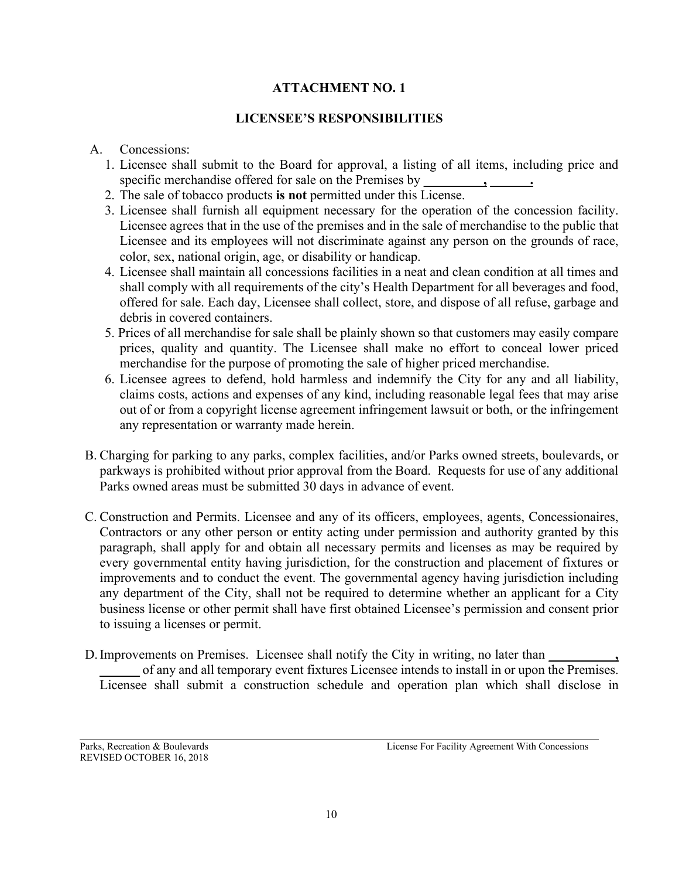# ATTACHMENT NO. 1

## LICENSEE'S RESPONSIBILITIES

A. Concessions:

1. Licensee shall submit to the Board for approval, a listing of all items, including price and specific merchandise offered for sale on the Premises by _________, ______.
2. The sale of tobacco products **is not** permitted under this License.
3. Licensee shall furnish all equipment necessary for the operation of the concession facility. Licensee agrees that in the use of the premises and in the sale of merchandise to the public that Licensee and its employees will not discriminate against any person on the grounds of race, color, sex, national origin, age, or disability or handicap.
4. Licensee shall maintain all concessions facilities in a neat and clean condition at all times and shall comply with all requirements of the city's Health Department for all beverages and food, offered for sale. Each day, Licensee shall collect, store, and dispose of all refuse, garbage and debris in covered containers.
5. Prices of all merchandise for sale shall be plainly shown so that customers may easily compare prices, quality and quantity. The Licensee shall make no effort to conceal lower priced merchandise for the purpose of promoting the sale of higher priced merchandise.
6. Licensee agrees to defend, hold harmless and indemnify the City for any and all liability, claims costs, actions and expenses of any kind, including reasonable legal fees that may arise out of or from a copyright license agreement infringement lawsuit or both, or the infringement any representation or warranty made herein.

B. Charging for parking to any parks, complex facilities, and/or Parks owned streets, boulevards, or parkways is prohibited without prior approval from the Board. Requests for use of any additional Parks owned areas must be submitted 30 days in advance of event.

C. Construction and Permits. Licensee and any of its officers, employees, agents, Concessionaires, Contractors or any other person or entity acting under permission and authority granted by this paragraph, shall apply for and obtain all necessary permits and licenses as may be required by every governmental entity having jurisdiction, for the construction and placement of fixtures or improvements and to conduct the event. The governmental agency having jurisdiction including any department of the City, shall not be required to determine whether an applicant for a City business license or other permit shall have first obtained Licensee's permission and consent prior to issuing a licenses or permit.

D. Improvements on Premises. Licensee shall notify the City in writing, no later than __________, ______ of any and all temporary event fixtures Licensee intends to install in or upon the Premises. Licensee shall submit a construction schedule and operation plan which shall disclose in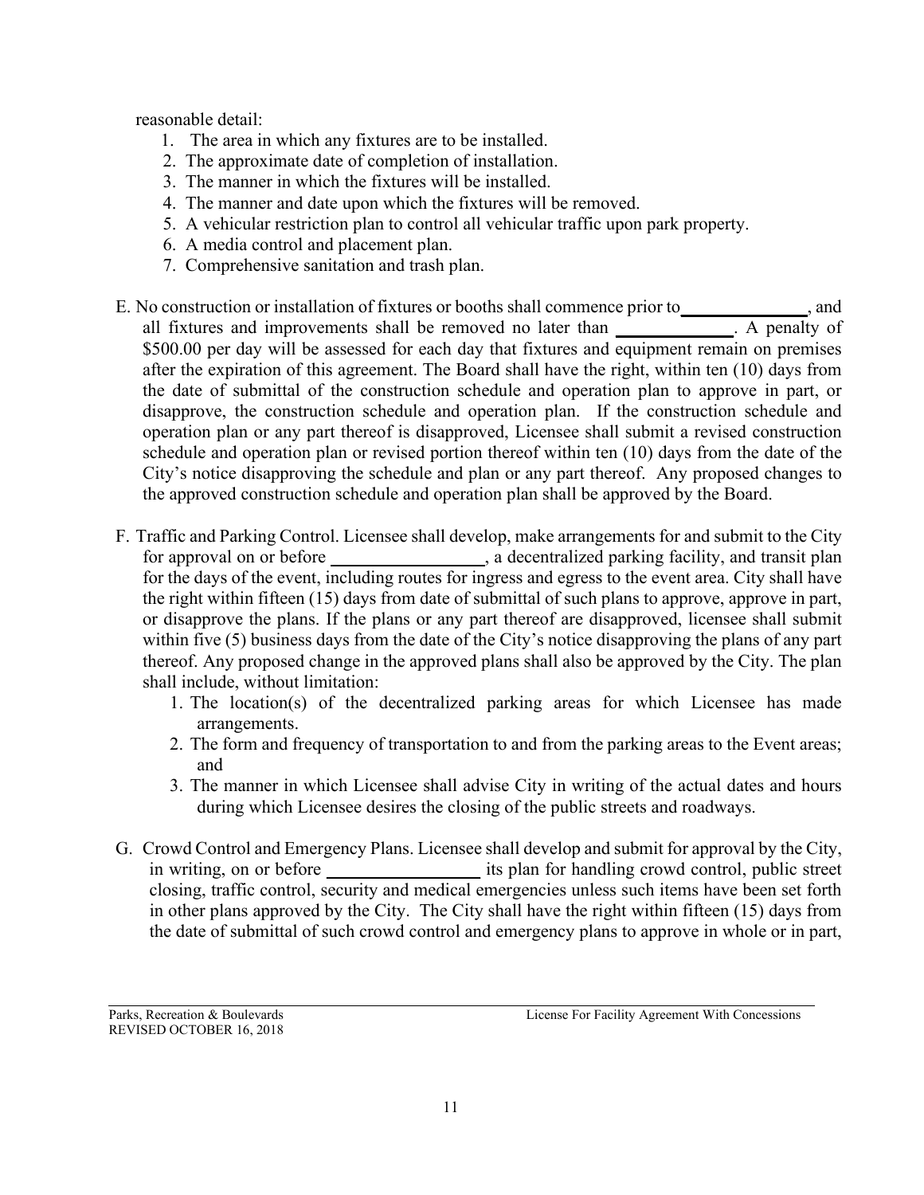reasonable detail:

1. The area in which any fixtures are to be installed.
2. The approximate date of completion of installation.
3. The manner in which the fixtures will be installed.
4. The manner and date upon which the fixtures will be removed.
5. A vehicular restriction plan to control all vehicular traffic upon park property.
6. A media control and placement plan.
7. Comprehensive sanitation and trash plan.

E. No construction or installation of fixtures or booths shall commence prior to______________, and all fixtures and improvements shall be removed no later than _____________. A penalty of $500.00 per day will be assessed for each day that fixtures and equipment remain on premises after the expiration of this agreement. The Board shall have the right, within ten (10) days from the date of submittal of the construction schedule and operation plan to approve in part, or disapprove, the construction schedule and operation plan. If the construction schedule and operation plan or any part thereof is disapproved, Licensee shall submit a revised construction schedule and operation plan or revised portion thereof within ten (10) days from the date of the City's notice disapproving the schedule and plan or any part thereof. Any proposed changes to the approved construction schedule and operation plan shall be approved by the Board.

F. Traffic and Parking Control. Licensee shall develop, make arrangements for and submit to the City for approval on or before _________________, a decentralized parking facility, and transit plan for the days of the event, including routes for ingress and egress to the event area. City shall have the right within fifteen (15) days from date of submittal of such plans to approve, approve in part, or disapprove the plans. If the plans or any part thereof are disapproved, licensee shall submit within five (5) business days from the date of the City's notice disapproving the plans of any part thereof. Any proposed change in the approved plans shall also be approved by the City. The plan shall include, without limitation:
   1. The location(s) of the decentralized parking areas for which Licensee has made arrangements.
   2. The form and frequency of transportation to and from the parking areas to the Event areas; and
   3. The manner in which Licensee shall advise City in writing of the actual dates and hours during which Licensee desires the closing of the public streets and roadways.

G. Crowd Control and Emergency Plans. Licensee shall develop and submit for approval by the City, in writing, on or before _________________ its plan for handling crowd control, public street closing, traffic control, security and medical emergencies unless such items have been set forth in other plans approved by the City. The City shall have the right within fifteen (15) days from the date of submittal of such crowd control and emergency plans to approve in whole or in part,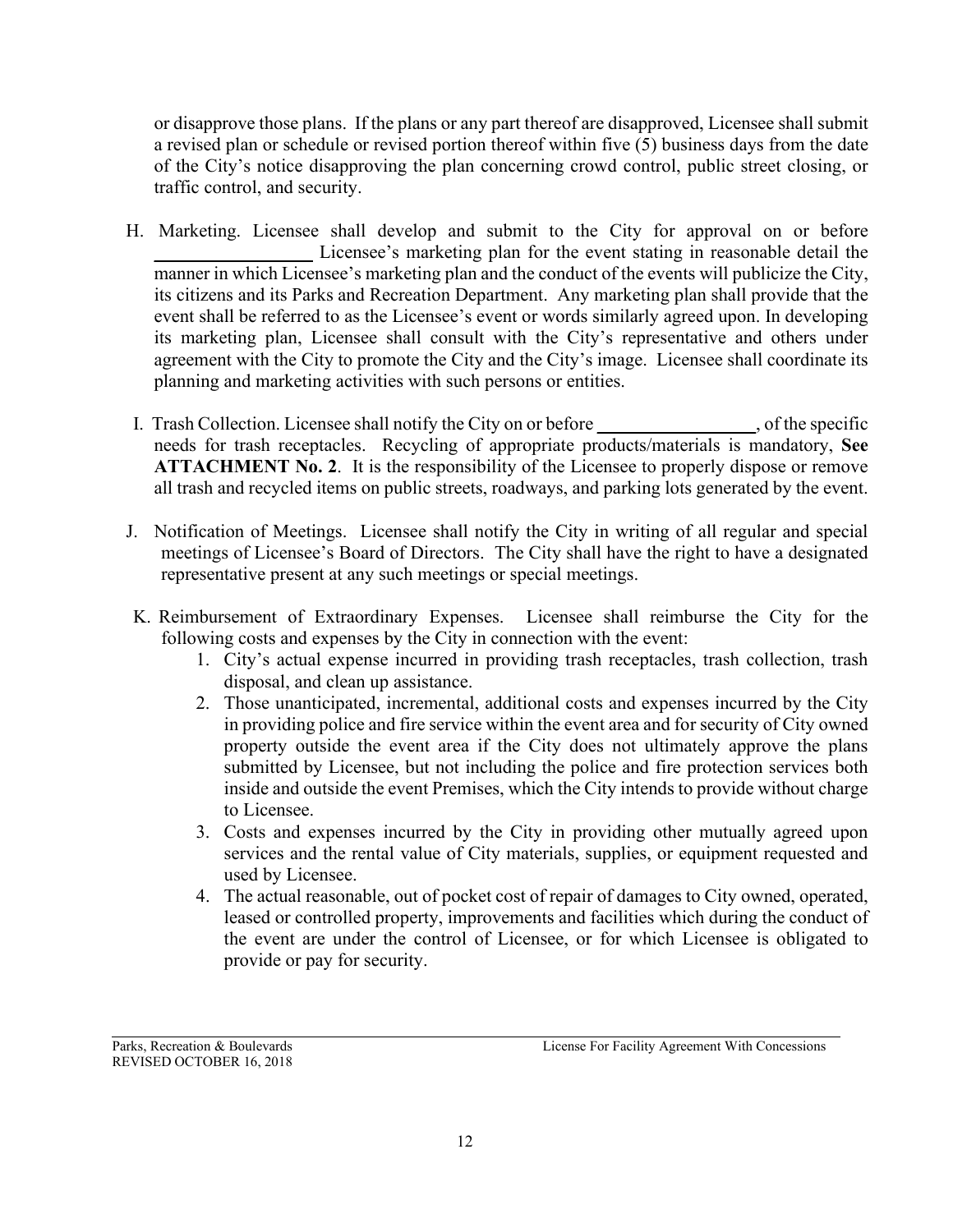or disapprove those plans. If the plans or any part thereof are disapproved, Licensee shall submit a revised plan or schedule or revised portion thereof within five (5) business days from the date of the City's notice disapproving the plan concerning crowd control, public street closing, or traffic control, and security.

H. Marketing. Licensee shall develop and submit to the City for approval on or before _________________ Licensee's marketing plan for the event stating in reasonable detail the manner in which Licensee's marketing plan and the conduct of the events will publicize the City, its citizens and its Parks and Recreation Department. Any marketing plan shall provide that the event shall be referred to as the Licensee's event or words similarly agreed upon. In developing its marketing plan, Licensee shall consult with the City's representative and others under agreement with the City to promote the City and the City's image. Licensee shall coordinate its planning and marketing activities with such persons or entities.

I. Trash Collection. Licensee shall notify the City on or before _________________, of the specific needs for trash receptacles. Recycling of appropriate products/materials is mandatory, **See ATTACHMENT No. 2**. It is the responsibility of the Licensee to properly dispose or remove all trash and recycled items on public streets, roadways, and parking lots generated by the event.

J. Notification of Meetings. Licensee shall notify the City in writing of all regular and special meetings of Licensee's Board of Directors. The City shall have the right to have a designated representative present at any such meetings or special meetings.

K. Reimbursement of Extraordinary Expenses. Licensee shall reimburse the City for the following costs and expenses by the City in connection with the event:

1. City's actual expense incurred in providing trash receptacles, trash collection, trash disposal, and clean up assistance.
2. Those unanticipated, incremental, additional costs and expenses incurred by the City in providing police and fire service within the event area and for security of City owned property outside the event area if the City does not ultimately approve the plans submitted by Licensee, but not including the police and fire protection services both inside and outside the event Premises, which the City intends to provide without charge to Licensee.
3. Costs and expenses incurred by the City in providing other mutually agreed upon services and the rental value of City materials, supplies, or equipment requested and used by Licensee.
4. The actual reasonable, out of pocket cost of repair of damages to City owned, operated, leased or controlled property, improvements and facilities which during the conduct of the event are under the control of Licensee, or for which Licensee is obligated to provide or pay for security.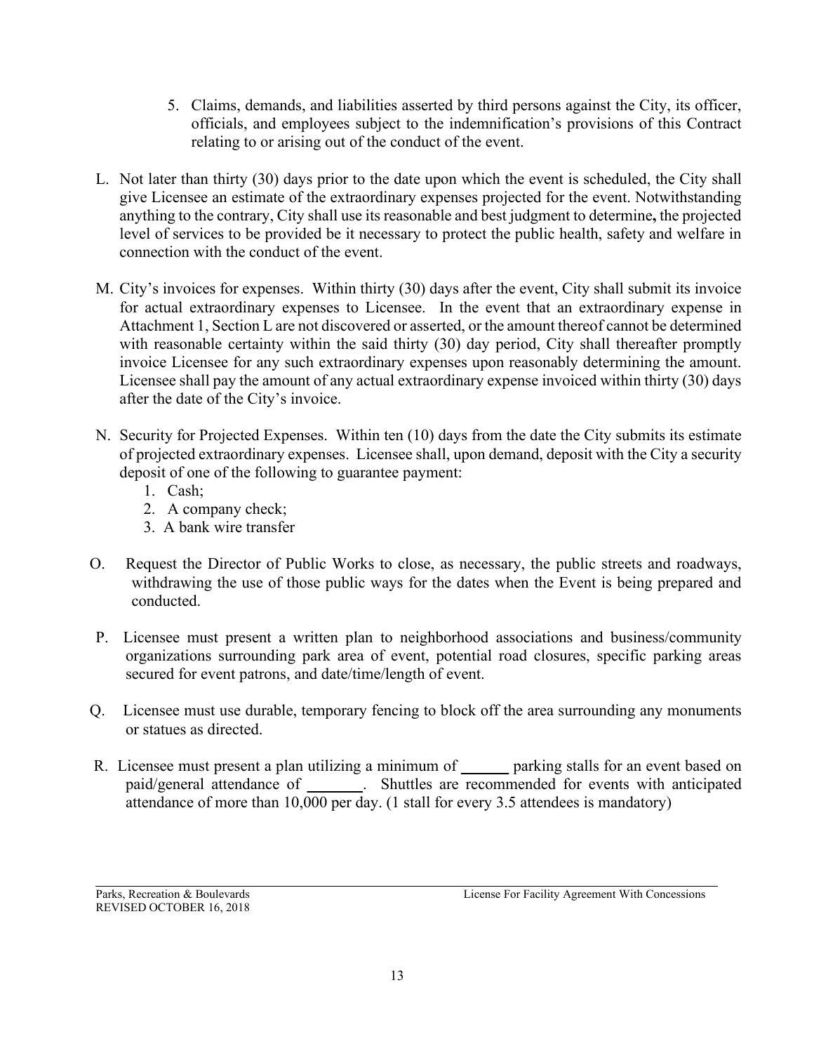5. Claims, demands, and liabilities asserted by third persons against the City, its officer, officials, and employees subject to the indemnification's provisions of this Contract relating to or arising out of the conduct of the event.

L. Not later than thirty (30) days prior to the date upon which the event is scheduled, the City shall give Licensee an estimate of the extraordinary expenses projected for the event. Notwithstanding anything to the contrary, City shall use its reasonable and best judgment to determine**,** the projected level of services to be provided be it necessary to protect the public health, safety and welfare in connection with the conduct of the event.

M. City's invoices for expenses. Within thirty (30) days after the event, City shall submit its invoice for actual extraordinary expenses to Licensee. In the event that an extraordinary expense in Attachment 1, Section L are not discovered or asserted, or the amount thereof cannot be determined with reasonable certainty within the said thirty (30) day period, City shall thereafter promptly invoice Licensee for any such extraordinary expenses upon reasonably determining the amount. Licensee shall pay the amount of any actual extraordinary expense invoiced within thirty (30) days after the date of the City's invoice.

N. Security for Projected Expenses. Within ten (10) days from the date the City submits its estimate of projected extraordinary expenses. Licensee shall, upon demand, deposit with the City a security deposit of one of the following to guarantee payment:
   1. Cash;
   2. A company check;
   3. A bank wire transfer

O. Request the Director of Public Works to close, as necessary, the public streets and roadways, withdrawing the use of those public ways for the dates when the Event is being prepared and conducted.

P. Licensee must present a written plan to neighborhood associations and business/community organizations surrounding park area of event, potential road closures, specific parking areas secured for event patrons, and date/time/length of event.

Q. Licensee must use durable, temporary fencing to block off the area surrounding any monuments or statues as directed.

R. Licensee must present a plan utilizing a minimum of ______ parking stalls for an event based on paid/general attendance of _______. Shuttles are recommended for events with anticipated attendance of more than 10,000 per day. (1 stall for every 3.5 attendees is mandatory)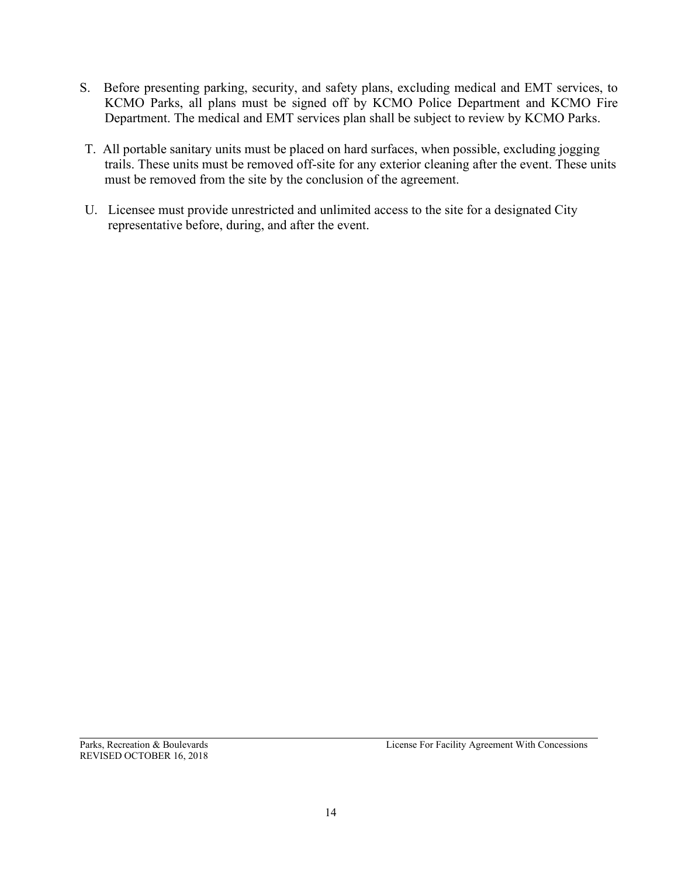S. Before presenting parking, security, and safety plans, excluding medical and EMT services, to KCMO Parks, all plans must be signed off by KCMO Police Department and KCMO Fire Department. The medical and EMT services plan shall be subject to review by KCMO Parks.

T. All portable sanitary units must be placed on hard surfaces, when possible, excluding jogging trails. These units must be removed off-site for any exterior cleaning after the event. These units must be removed from the site by the conclusion of the agreement.

U. Licensee must provide unrestricted and unlimited access to the site for a designated City representative before, during, and after the event.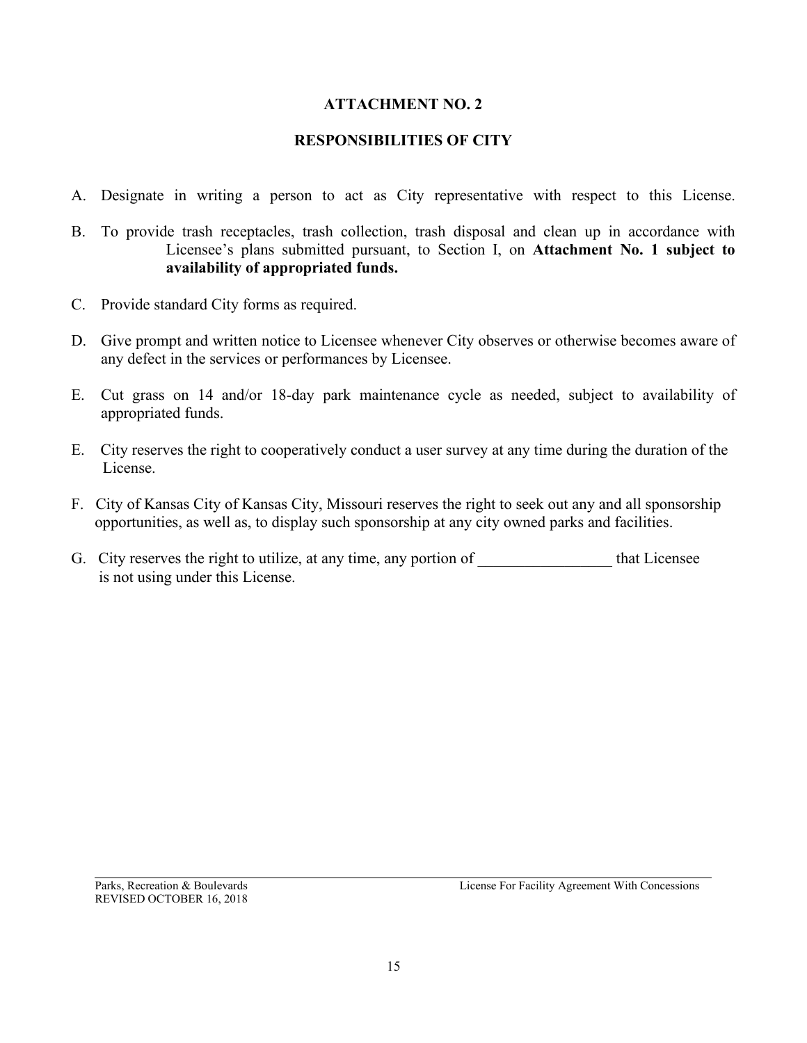# ATTACHMENT NO. 2

## RESPONSIBILITIES OF CITY

A. Designate in writing a person to act as City representative with respect to this License.

B. To provide trash receptacles, trash collection, trash disposal and clean up in accordance with Licensee's plans submitted pursuant, to Section I, on **Attachment No. 1 subject to availability of appropriated funds.**

C. Provide standard City forms as required.

D. Give prompt and written notice to Licensee whenever City observes or otherwise becomes aware of any defect in the services or performances by Licensee.

E. Cut grass on 14 and/or 18-day park maintenance cycle as needed, subject to availability of appropriated funds.

E. City reserves the right to cooperatively conduct a user survey at any time during the duration of the License.

F. City of Kansas City of Kansas City, Missouri reserves the right to seek out any and all sponsorship opportunities, as well as, to display such sponsorship at any city owned parks and facilities.

G. City reserves the right to utilize, at any time, any portion of _________________ that Licensee is not using under this License.

Parks, Recreation & Boulevards
REVISED OCTOBER 16, 2018

License For Facility Agreement With Concessions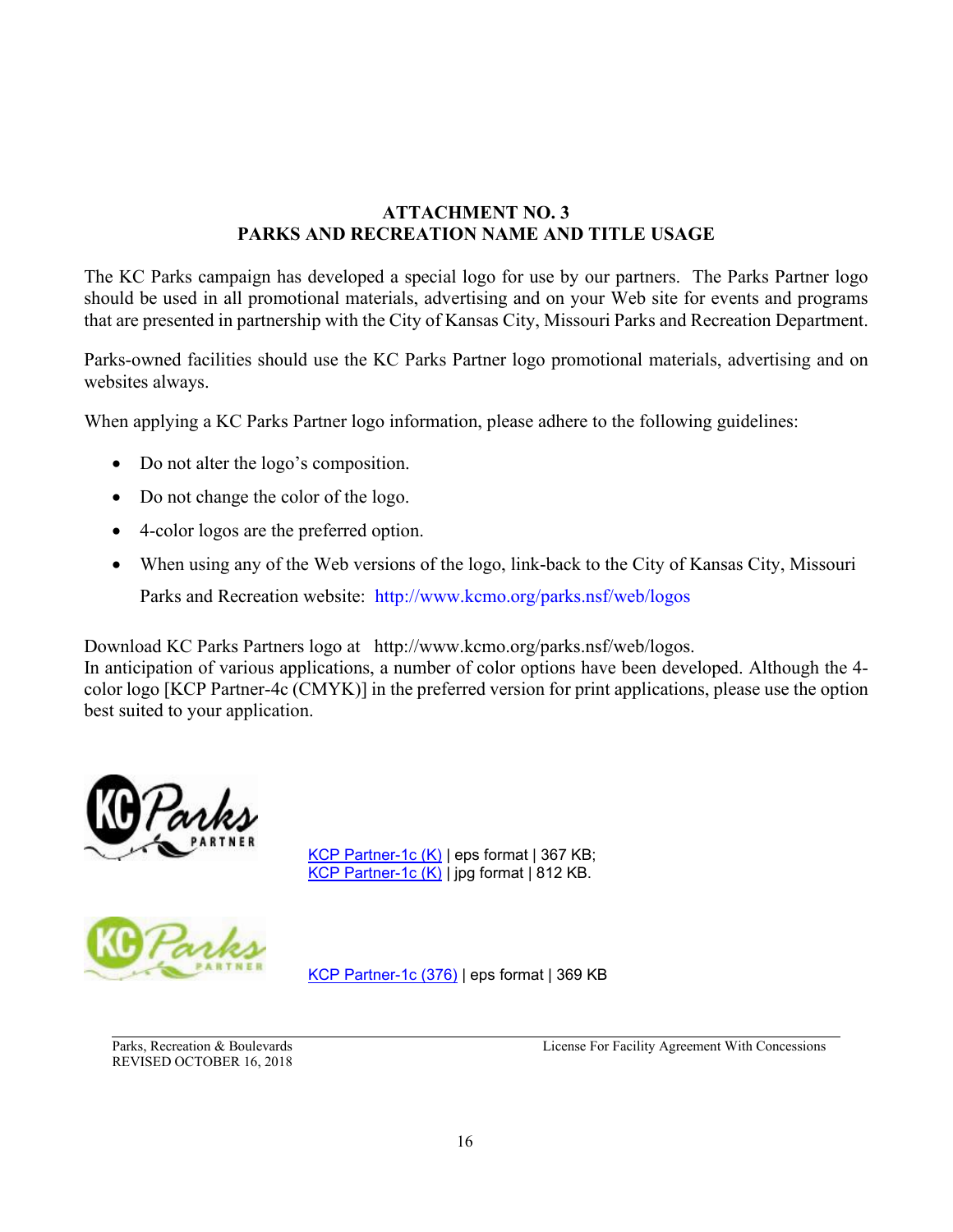## ATTACHMENT NO. 3
## PARKS AND RECREATION NAME AND TITLE USAGE

The KC Parks campaign has developed a special logo for use by our partners. The Parks Partner logo should be used in all promotional materials, advertising and on your Web site for events and programs that are presented in partnership with the City of Kansas City, Missouri Parks and Recreation Department.

Parks-owned facilities should use the KC Parks Partner logo promotional materials, advertising and on websites always.

When applying a KC Parks Partner logo information, please adhere to the following guidelines:

- Do not alter the logo's composition.
- Do not change the color of the logo.
- 4-color logos are the preferred option.
- When using any of the Web versions of the logo, link-back to the City of Kansas City, Missouri Parks and Recreation website: http://www.kcmo.org/parks.nsf/web/logos

Download KC Parks Partners logo at http://www.kcmo.org/parks.nsf/web/logos.
In anticipation of various applications, a number of color options have been developed. Although the 4-color logo [KCP Partner-4c (CMYK)] in the preferred version for print applications, please use the option best suited to your application.

KCP Partner-1c (K) | eps format | 367 KB;
KCP Partner-1c (K) | jpg format | 812 KB.

KCP Partner-1c (376) | eps format | 369 KB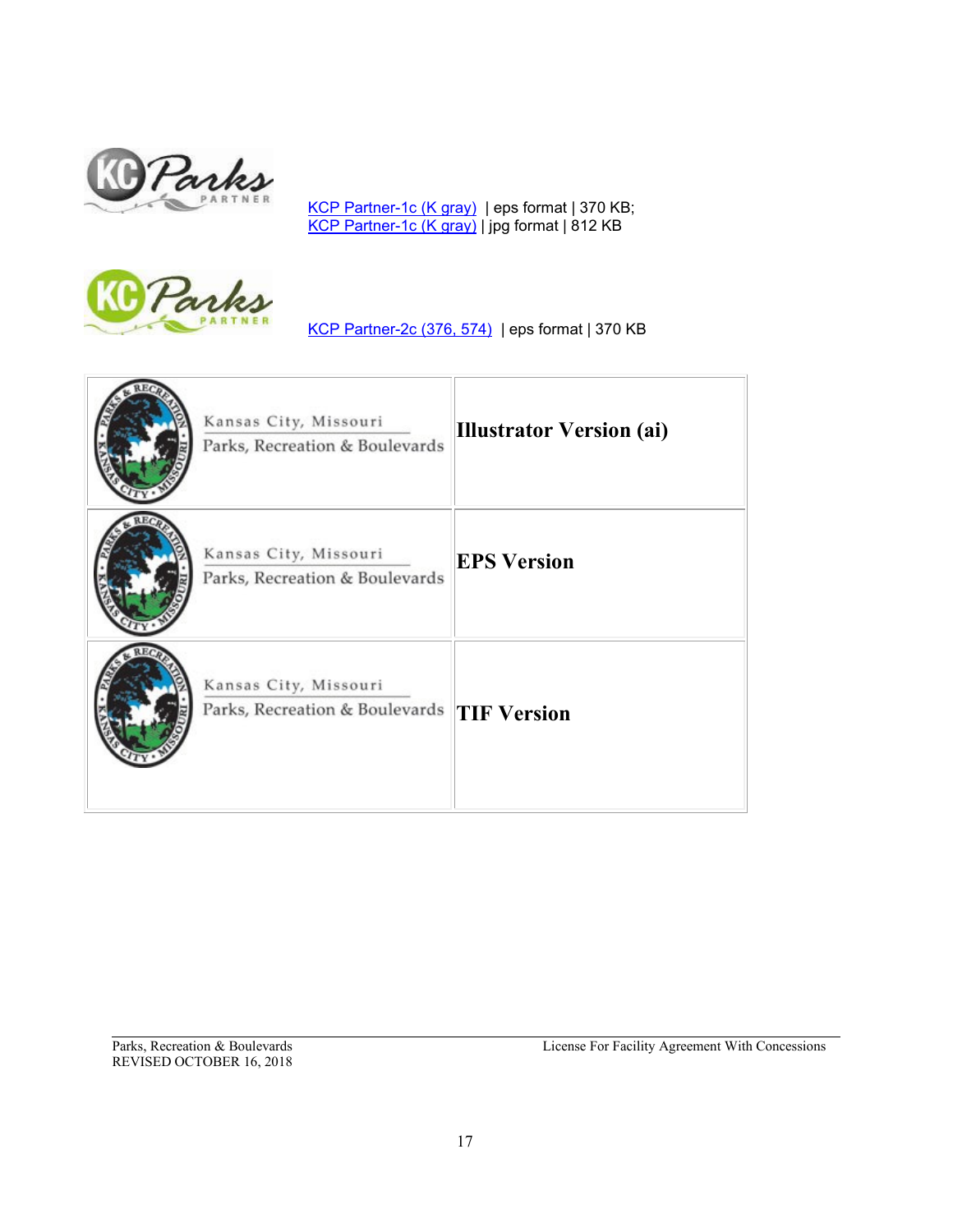KCP Partner-1c (K gray) | eps format | 370 KB;
KCP Partner-1c (K gray) | jpg format | 812 KB

KCP Partner-2c (376, 574) | eps format | 370 KB

| | |
|---|---|
| Kansas City, Missouri Parks, Recreation & Boulevards | **Illustrator Version (ai)** |
| Kansas City, Missouri Parks, Recreation & Boulevards | **EPS Version** |
| Kansas City, Missouri Parks, Recreation & Boulevards | **TIF Version** |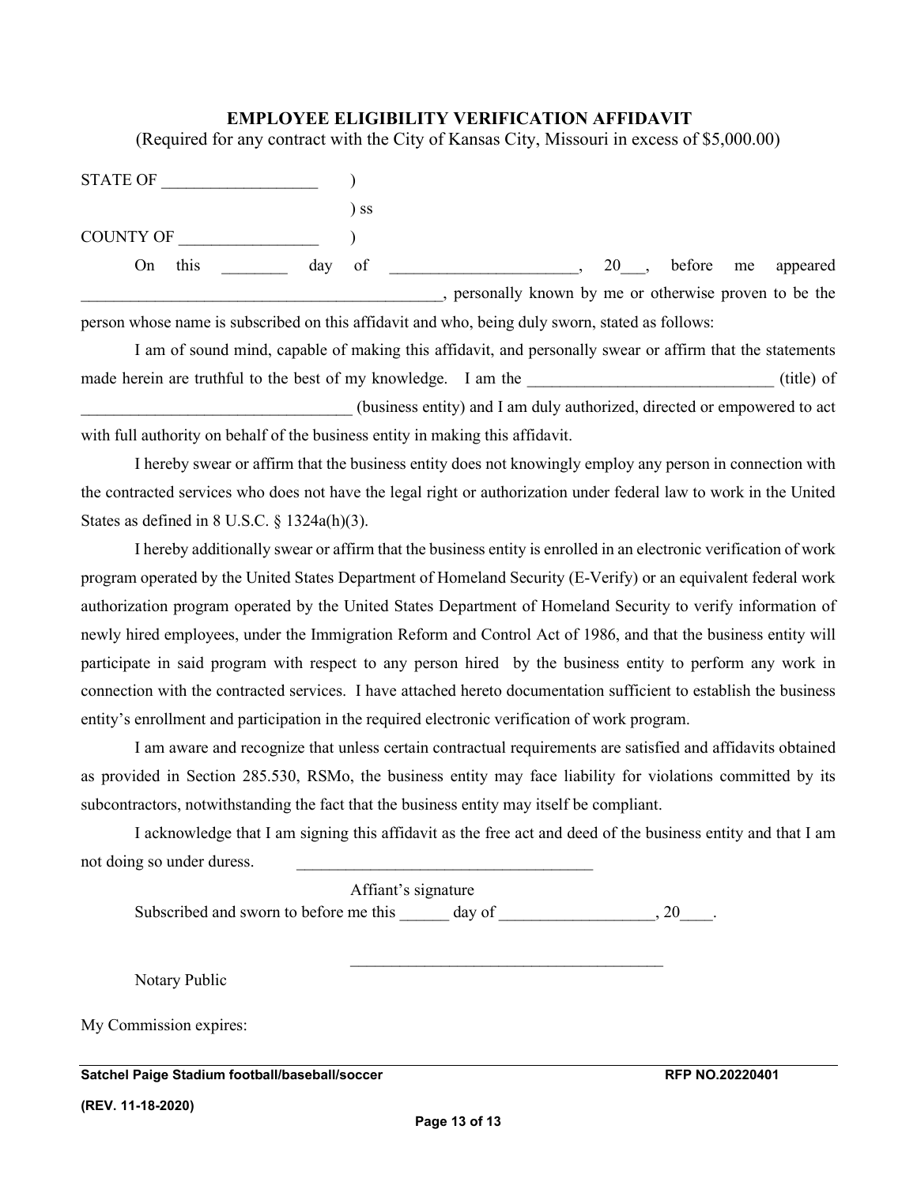# EMPLOYEE ELIGIBILITY VERIFICATION AFFIDAVIT

(Required for any contract with the City of Kansas City, Missouri in excess of $5,000.00)

STATE OF ___________________ )

) ss

COUNTY OF _________________ )

On this ________ day of _______________________, 20___, before me appeared _____________________________________________, personally known by me or otherwise proven to be the person whose name is subscribed on this affidavit and who, being duly sworn, stated as follows:

I am of sound mind, capable of making this affidavit, and personally swear or affirm that the statements made herein are truthful to the best of my knowledge. I am the ______________________________ (title) of _________________________________ (business entity) and I am duly authorized, directed or empowered to act with full authority on behalf of the business entity in making this affidavit.

I hereby swear or affirm that the business entity does not knowingly employ any person in connection with the contracted services who does not have the legal right or authorization under federal law to work in the United States as defined in 8 U.S.C. § 1324a(h)(3).

I hereby additionally swear or affirm that the business entity is enrolled in an electronic verification of work program operated by the United States Department of Homeland Security (E-Verify) or an equivalent federal work authorization program operated by the United States Department of Homeland Security to verify information of newly hired employees, under the Immigration Reform and Control Act of 1986, and that the business entity will participate in said program with respect to any person hired by the business entity to perform any work in connection with the contracted services. I have attached hereto documentation sufficient to establish the business entity's enrollment and participation in the required electronic verification of work program.

I am aware and recognize that unless certain contractual requirements are satisfied and affidavits obtained as provided in Section 285.530, RSMo, the business entity may face liability for violations committed by its subcontractors, notwithstanding the fact that the business entity may itself be compliant.

I acknowledge that I am signing this affidavit as the free act and deed of the business entity and that I am not doing so under duress. ____________________________________

Affiant's signature

Subscribed and sworn to before me this ______ day of ___________________, 20____.

________________________________________

Notary Public

My Commission expires:

**Satchel Paige Stadium football/baseball/soccer** **RFP NO.20220401**

**(REV. 11-18-2020)**